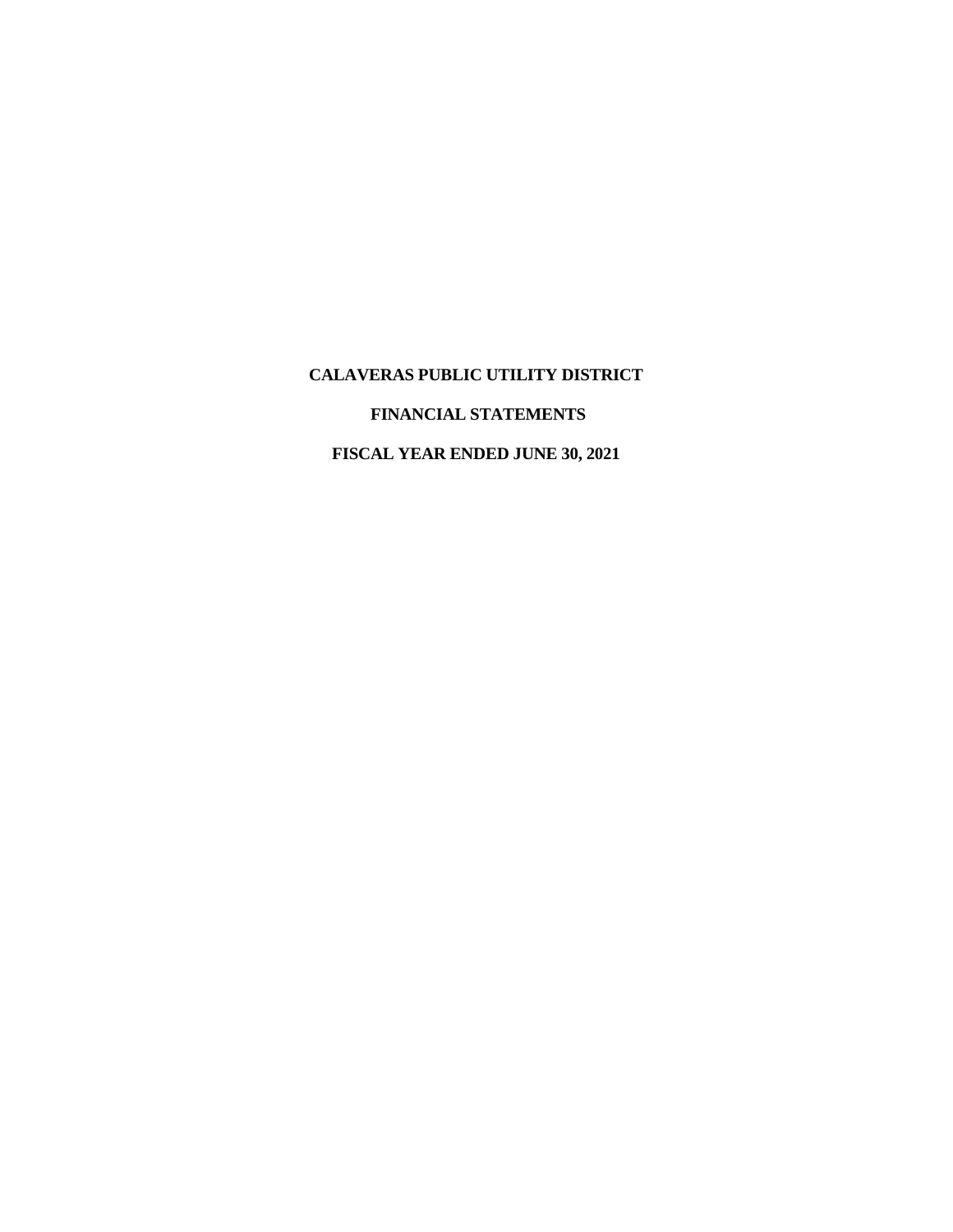# CALAVERAS PUBLIC UTILITY DISTRICT

## FINANCIAL STATEMENTS

## FISCAL YEAR ENDED JUNE 30, 2021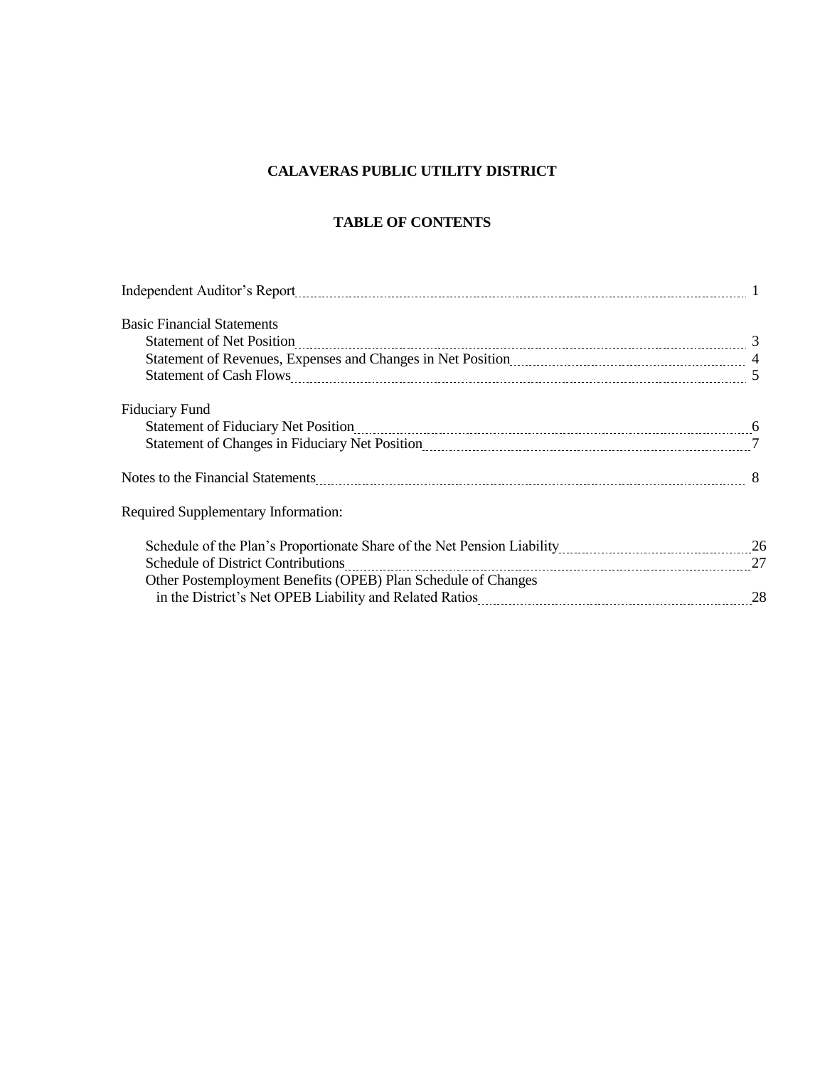# CALAVERAS PUBLIC UTILITY DISTRICT

## TABLE OF CONTENTS

| | |
|---|---|
| Independent Auditor's Report | 1 |
| **Basic Financial Statements** | |
| Statement of Net Position | 3 |
| Statement of Revenues, Expenses and Changes in Net Position | 4 |
| Statement of Cash Flows | 5 |
| **Fiduciary Fund** | |
| Statement of Fiduciary Net Position | 6 |
| Statement of Changes in Fiduciary Net Position | 7 |
| Notes to the Financial Statements | 8 |
| **Required Supplementary Information:** | |
| Schedule of the Plan's Proportionate Share of the Net Pension Liability | 26 |
| Schedule of District Contributions | 27 |
| Other Postemployment Benefits (OPEB) Plan Schedule of Changes in the District's Net OPEB Liability and Related Ratios | 28 |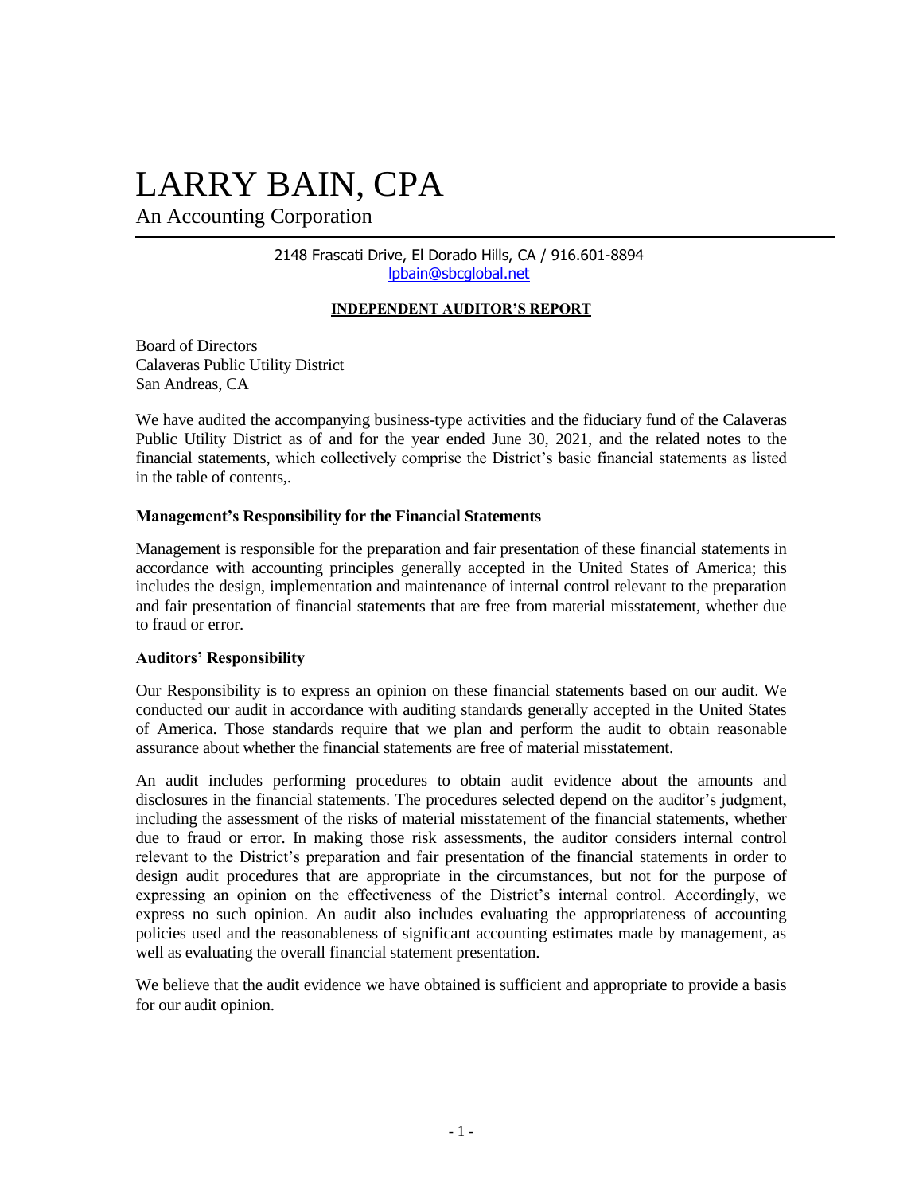# LARRY BAIN, CPA

An Accounting Corporation

2148 Frascati Drive, El Dorado Hills, CA / 916.601-8894
lpbain@sbcglobal.net

**INDEPENDENT AUDITOR'S REPORT**

Board of Directors
Calaveras Public Utility District
San Andreas, CA

We have audited the accompanying business-type activities and the fiduciary fund of the Calaveras Public Utility District as of and for the year ended June 30, 2021, and the related notes to the financial statements, which collectively comprise the District's basic financial statements as listed in the table of contents,.

**Management's Responsibility for the Financial Statements**

Management is responsible for the preparation and fair presentation of these financial statements in accordance with accounting principles generally accepted in the United States of America; this includes the design, implementation and maintenance of internal control relevant to the preparation and fair presentation of financial statements that are free from material misstatement, whether due to fraud or error.

**Auditors' Responsibility**

Our Responsibility is to express an opinion on these financial statements based on our audit. We conducted our audit in accordance with auditing standards generally accepted in the United States of America. Those standards require that we plan and perform the audit to obtain reasonable assurance about whether the financial statements are free of material misstatement.

An audit includes performing procedures to obtain audit evidence about the amounts and disclosures in the financial statements. The procedures selected depend on the auditor's judgment, including the assessment of the risks of material misstatement of the financial statements, whether due to fraud or error. In making those risk assessments, the auditor considers internal control relevant to the District's preparation and fair presentation of the financial statements in order to design audit procedures that are appropriate in the circumstances, but not for the purpose of expressing an opinion on the effectiveness of the District's internal control. Accordingly, we express no such opinion. An audit also includes evaluating the appropriateness of accounting policies used and the reasonableness of significant accounting estimates made by management, as well as evaluating the overall financial statement presentation.

We believe that the audit evidence we have obtained is sufficient and appropriate to provide a basis for our audit opinion.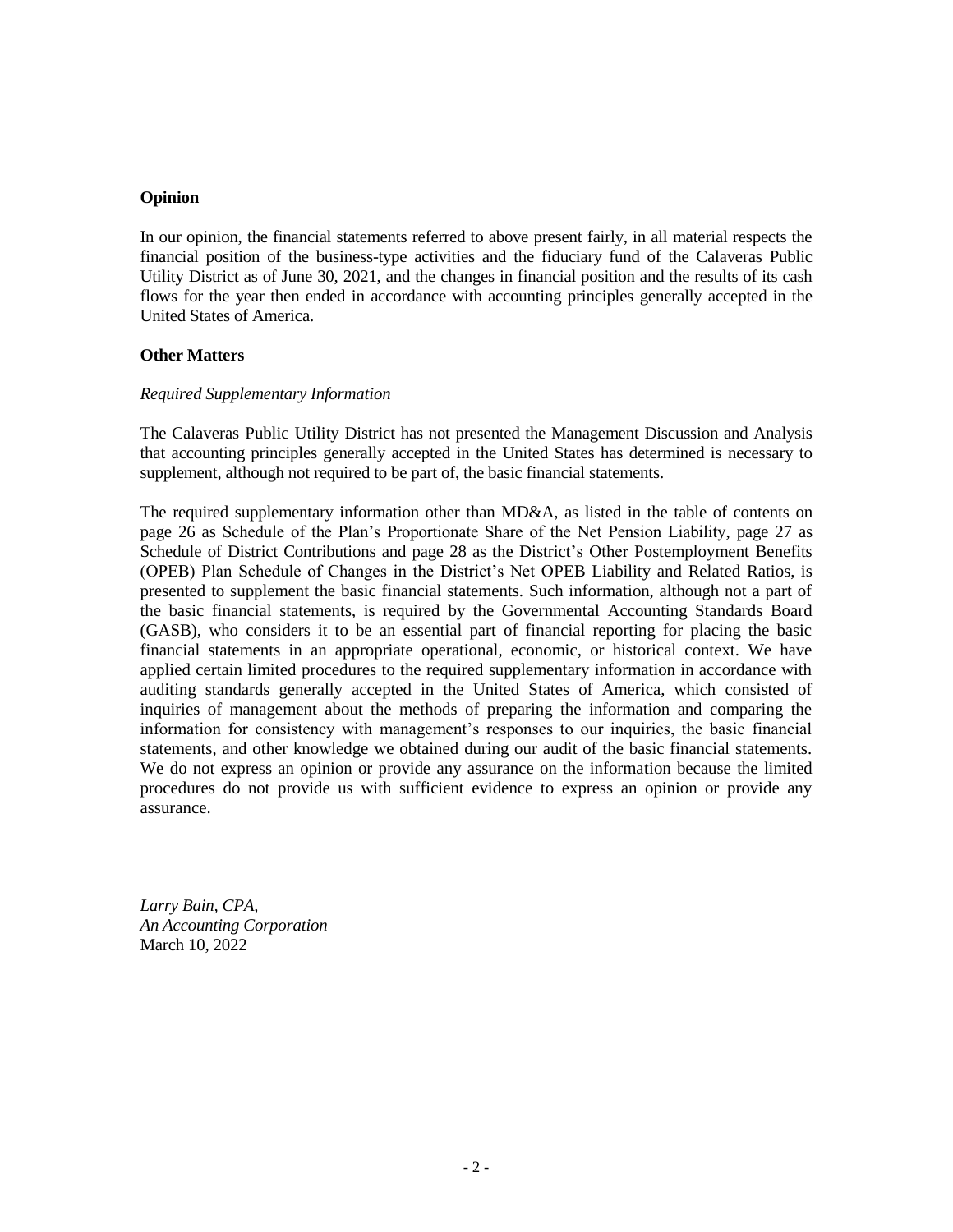**Opinion**

In our opinion, the financial statements referred to above present fairly, in all material respects the financial position of the business-type activities and the fiduciary fund of the Calaveras Public Utility District as of June 30, 2021, and the changes in financial position and the results of its cash flows for the year then ended in accordance with accounting principles generally accepted in the United States of America.

**Other Matters**

*Required Supplementary Information*

The Calaveras Public Utility District has not presented the Management Discussion and Analysis that accounting principles generally accepted in the United States has determined is necessary to supplement, although not required to be part of, the basic financial statements.

The required supplementary information other than MD&A, as listed in the table of contents on page 26 as Schedule of the Plan's Proportionate Share of the Net Pension Liability, page 27 as Schedule of District Contributions and page 28 as the District's Other Postemployment Benefits (OPEB) Plan Schedule of Changes in the District's Net OPEB Liability and Related Ratios, is presented to supplement the basic financial statements. Such information, although not a part of the basic financial statements, is required by the Governmental Accounting Standards Board (GASB), who considers it to be an essential part of financial reporting for placing the basic financial statements in an appropriate operational, economic, or historical context. We have applied certain limited procedures to the required supplementary information in accordance with auditing standards generally accepted in the United States of America, which consisted of inquiries of management about the methods of preparing the information and comparing the information for consistency with management's responses to our inquiries, the basic financial statements, and other knowledge we obtained during our audit of the basic financial statements. We do not express an opinion or provide any assurance on the information because the limited procedures do not provide us with sufficient evidence to express an opinion or provide any assurance.

*Larry Bain, CPA,*
*An Accounting Corporation*
March 10, 2022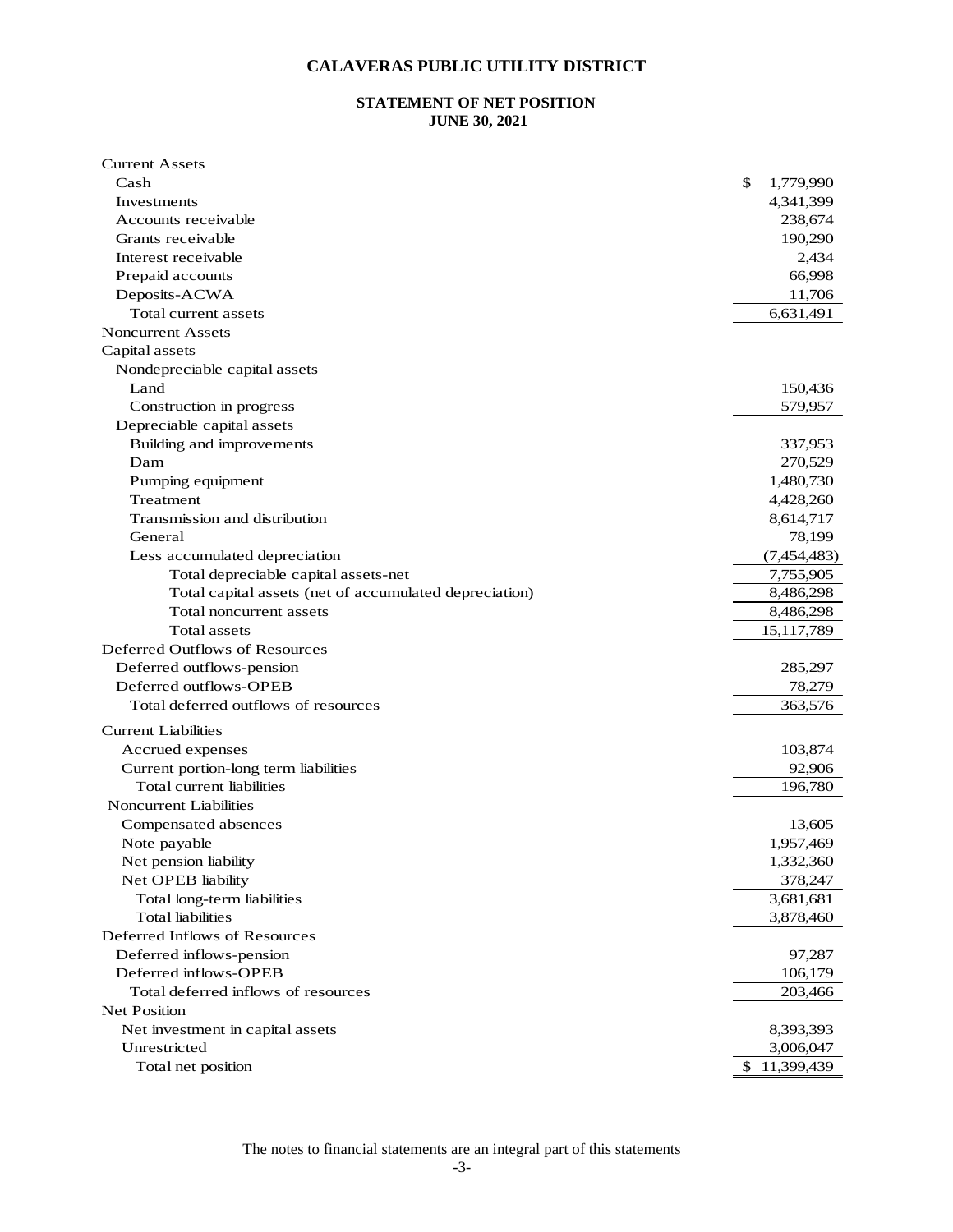# CALAVERAS PUBLIC UTILITY DISTRICT

## STATEMENT OF NET POSITION
## JUNE 30, 2021

| | |
|---|---|
| Current Assets | |
| Cash | $ 1,779,990 |
| Investments | 4,341,399 |
| Accounts receivable | 238,674 |
| Grants receivable | 190,290 |
| Interest receivable | 2,434 |
| Prepaid accounts | 66,998 |
| Deposits-ACWA | 11,706 |
| Total current assets | 6,631,491 |
| Noncurrent Assets | |
| Capital assets | |
| Nondepreciable capital assets | |
| Land | 150,436 |
| Construction in progress | 579,957 |
| Depreciable capital assets | |
| Building and improvements | 337,953 |
| Dam | 270,529 |
| Pumping equipment | 1,480,730 |
| Treatment | 4,428,260 |
| Transmission and distribution | 8,614,717 |
| General | 78,199 |
| Less accumulated depreciation | (7,454,483) |
| Total depreciable capital assets-net | 7,755,905 |
| Total capital assets (net of accumulated depreciation) | 8,486,298 |
| Total noncurrent assets | 8,486,298 |
| Total assets | 15,117,789 |
| Deferred Outflows of Resources | |
| Deferred outflows-pension | 285,297 |
| Deferred outflows-OPEB | 78,279 |
| Total deferred outflows of resources | 363,576 |
| Current Liabilities | |
| Accrued expenses | 103,874 |
| Current portion-long term liabilities | 92,906 |
| Total current liabilities | 196,780 |
| Noncurrent Liabilities | |
| Compensated absences | 13,605 |
| Note payable | 1,957,469 |
| Net pension liability | 1,332,360 |
| Net OPEB liability | 378,247 |
| Total long-term liabilities | 3,681,681 |
| Total liabilities | 3,878,460 |
| Deferred Inflows of Resources | |
| Deferred inflows-pension | 97,287 |
| Deferred inflows-OPEB | 106,179 |
| Total deferred inflows of resources | 203,466 |
| Net Position | |
| Net investment in capital assets | 8,393,393 |
| Unrestricted | 3,006,047 |
| Total net position | $ 11,399,439 |

The notes to financial statements are an integral part of this statements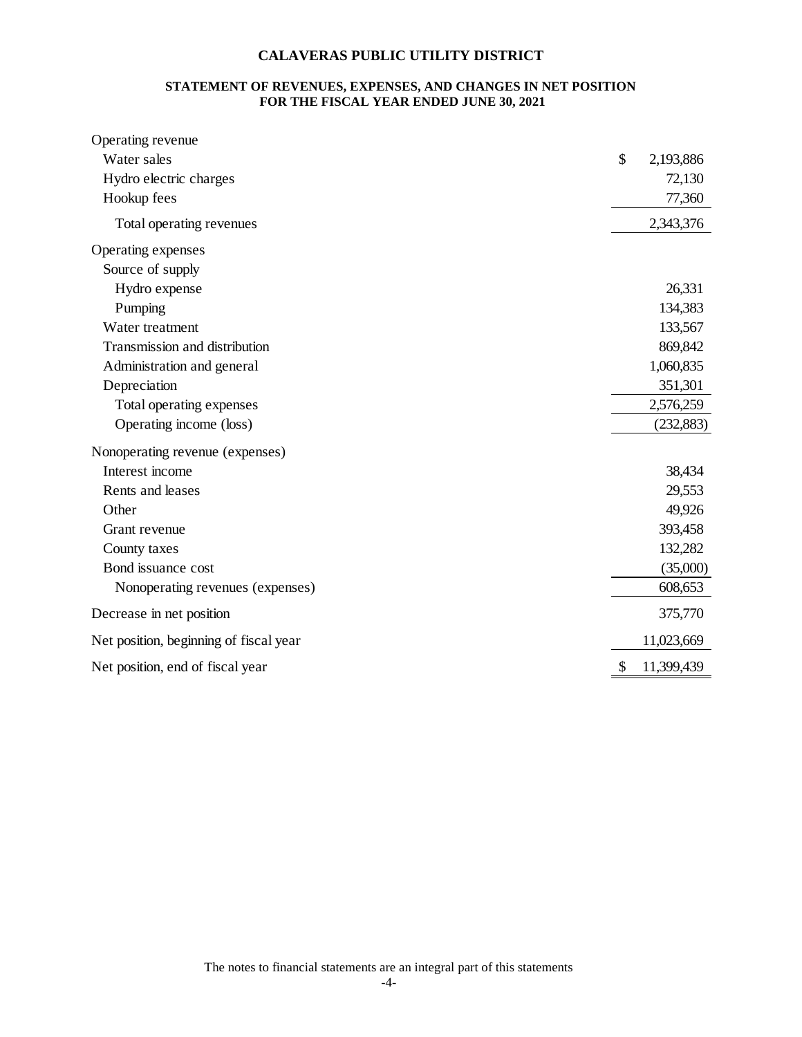# CALAVERAS PUBLIC UTILITY DISTRICT

## STATEMENT OF REVENUES, EXPENSES, AND CHANGES IN NET POSITION
## FOR THE FISCAL YEAR ENDED JUNE 30, 2021

| | |
|---|---|
| Operating revenue | |
| Water sales | $ 2,193,886 |
| Hydro electric charges | 72,130 |
| Hookup fees | 77,360 |
| Total operating revenues | 2,343,376 |
| Operating expenses | |
| Source of supply | |
| Hydro expense | 26,331 |
| Pumping | 134,383 |
| Water treatment | 133,567 |
| Transmission and distribution | 869,842 |
| Administration and general | 1,060,835 |
| Depreciation | 351,301 |
| Total operating expenses | 2,576,259 |
| Operating income (loss) | (232,883) |
| Nonoperating revenue (expenses) | |
| Interest income | 38,434 |
| Rents and leases | 29,553 |
| Other | 49,926 |
| Grant revenue | 393,458 |
| County taxes | 132,282 |
| Bond issuance cost | (35,000) |
| Nonoperating revenues (expenses) | 608,653 |
| Decrease in net position | 375,770 |
| Net position, beginning of fiscal year | 11,023,669 |
| Net position, end of fiscal year | $ 11,399,439 |

The notes to financial statements are an integral part of this statements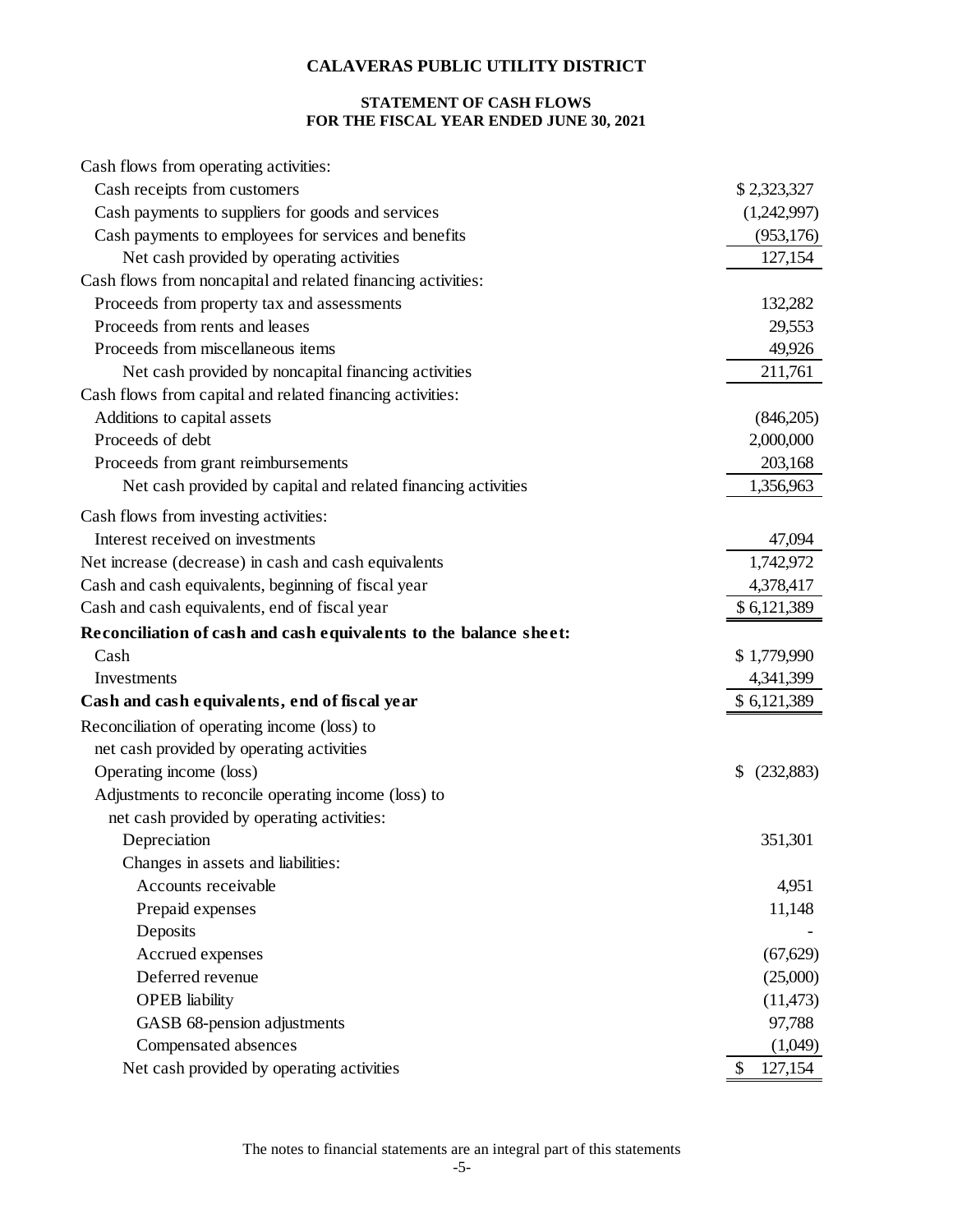# CALAVERAS PUBLIC UTILITY DISTRICT

## STATEMENT OF CASH FLOWS
## FOR THE FISCAL YEAR ENDED JUNE 30, 2021

| | |
|---|---|
| Cash flows from operating activities: | |
| Cash receipts from customers | $ 2,323,327 |
| Cash payments to suppliers for goods and services | (1,242,997) |
| Cash payments to employees for services and benefits | (953,176) |
| Net cash provided by operating activities | 127,154 |
| Cash flows from noncapital and related financing activities: | |
| Proceeds from property tax and assessments | 132,282 |
| Proceeds from rents and leases | 29,553 |
| Proceeds from miscellaneous items | 49,926 |
| Net cash provided by noncapital financing activities | 211,761 |
| Cash flows from capital and related financing activities: | |
| Additions to capital assets | (846,205) |
| Proceeds of debt | 2,000,000 |
| Proceeds from grant reimbursements | 203,168 |
| Net cash provided by capital and related financing activities | 1,356,963 |
| Cash flows from investing activities: | |
| Interest received on investments | 47,094 |
| Net increase (decrease) in cash and cash equivalents | 1,742,972 |
| Cash and cash equivalents, beginning of fiscal year | 4,378,417 |
| Cash and cash equivalents, end of fiscal year | $ 6,121,389 |
| **Reconciliation of cash and cash equivalents to the balance sheet:** | |
| Cash | $ 1,779,990 |
| Investments | 4,341,399 |
| **Cash and cash equivalents, end of fiscal year** | $ 6,121,389 |
| Reconciliation of operating income (loss) to net cash provided by operating activities | |
| Operating income (loss) | $ (232,883) |
| Adjustments to reconcile operating income (loss) to net cash provided by operating activities: | |
| Depreciation | 351,301 |
| Changes in assets and liabilities: | |
| Accounts receivable | 4,951 |
| Prepaid expenses | 11,148 |
| Deposits | - |
| Accrued expenses | (67,629) |
| Deferred revenue | (25,000) |
| OPEB liability | (11,473) |
| GASB 68-pension adjustments | 97,788 |
| Compensated absences | (1,049) |
| Net cash provided by operating activities | $ 127,154 |

The notes to financial statements are an integral part of this statements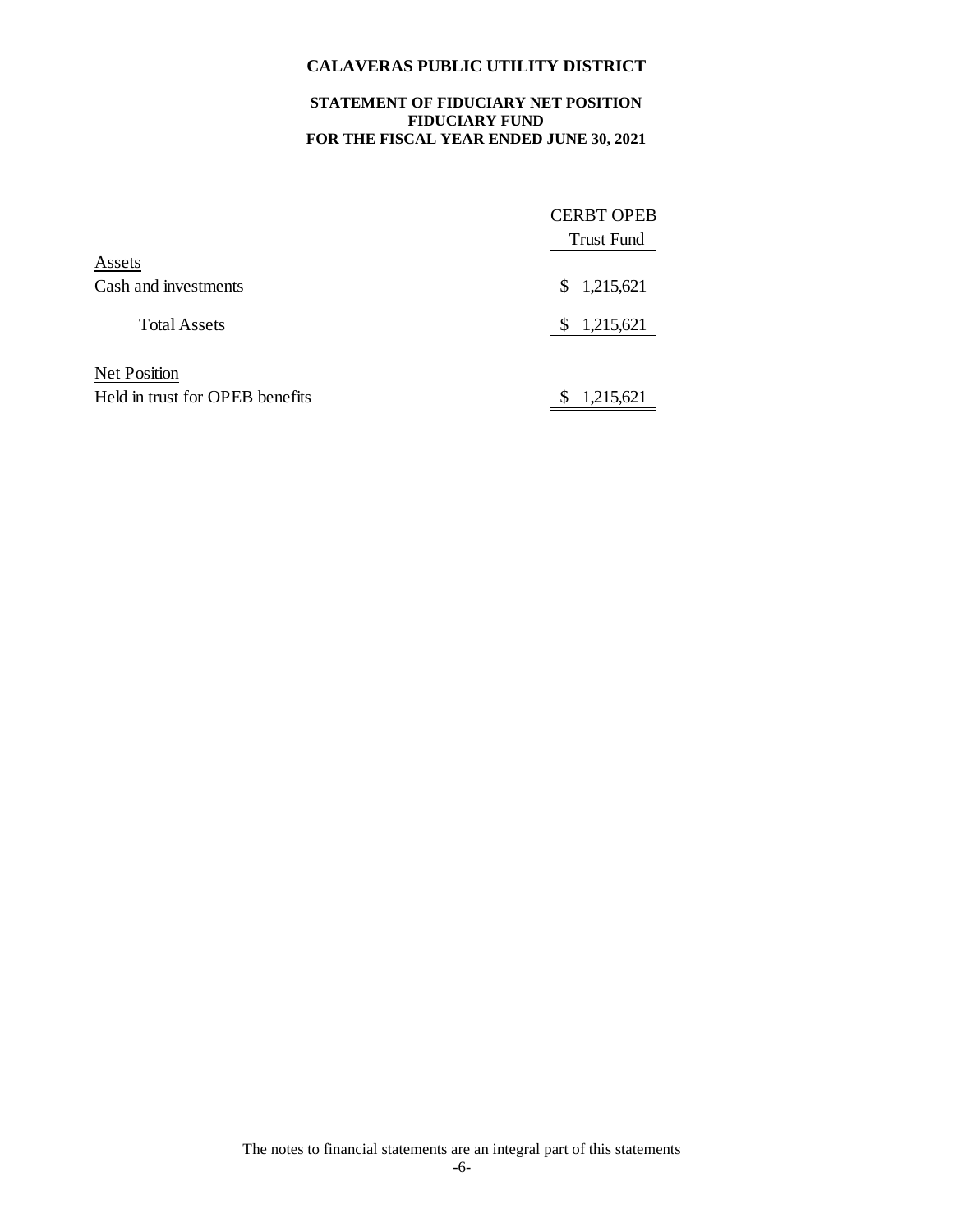# CALAVERAS PUBLIC UTILITY DISTRICT

## STATEMENT OF FIDUCIARY NET POSITION
## FIDUCIARY FUND
## FOR THE FISCAL YEAR ENDED JUNE 30, 2021

| | CERBT OPEB Trust Fund |
|---|---|
| Assets | |
| Cash and investments | $ 1,215,621 |
| Total Assets | $ 1,215,621 |
| Net Position | |
| Held in trust for OPEB benefits | $ 1,215,621 |

The notes to financial statements are an integral part of this statements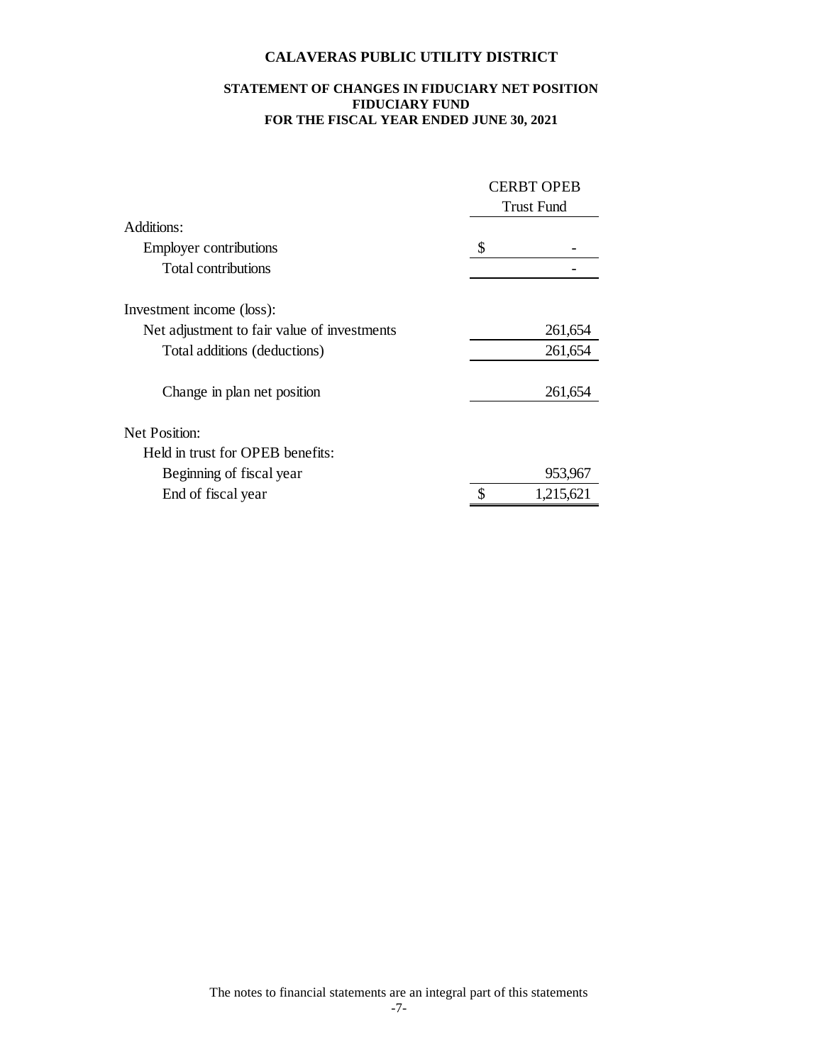# CALAVERAS PUBLIC UTILITY DISTRICT

## STATEMENT OF CHANGES IN FIDUCIARY NET POSITION
## FIDUCIARY FUND
## FOR THE FISCAL YEAR ENDED JUNE 30, 2021

| | CERBT OPEB Trust Fund |
|---|---|
| Additions: | |
| Employer contributions | $ - |
| Total contributions | - |
| | |
| Investment income (loss): | |
| Net adjustment to fair value of investments | 261,654 |
| Total additions (deductions) | 261,654 |
| | |
| Change in plan net position | 261,654 |
| | |
| Net Position: | |
| Held in trust for OPEB benefits: | |
| Beginning of fiscal year | 953,967 |
| End of fiscal year | $ 1,215,621 |

The notes to financial statements are an integral part of this statements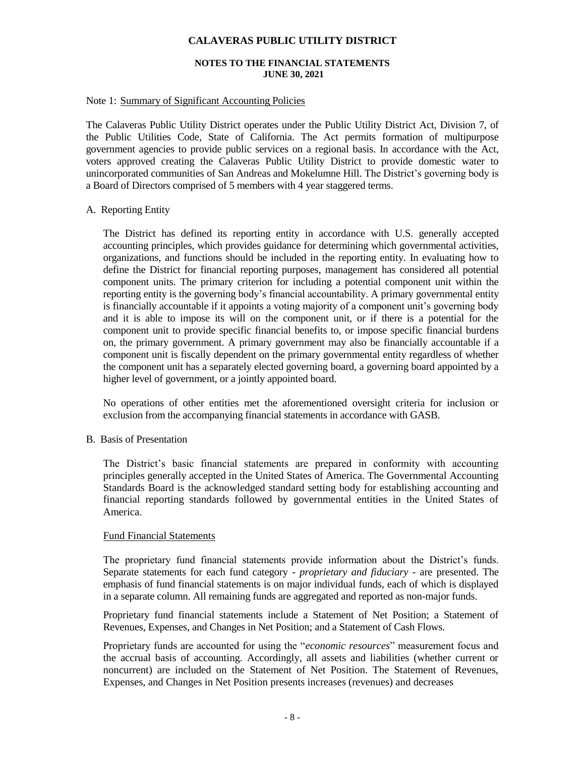# CALAVERAS PUBLIC UTILITY DISTRICT

## NOTES TO THE FINANCIAL STATEMENTS
## JUNE 30, 2021

Note 1: Summary of Significant Accounting Policies

The Calaveras Public Utility District operates under the Public Utility District Act, Division 7, of the Public Utilities Code, State of California. The Act permits formation of multipurpose government agencies to provide public services on a regional basis. In accordance with the Act, voters approved creating the Calaveras Public Utility District to provide domestic water to unincorporated communities of San Andreas and Mokelumne Hill. The District's governing body is a Board of Directors comprised of 5 members with 4 year staggered terms.

A. Reporting Entity

The District has defined its reporting entity in accordance with U.S. generally accepted accounting principles, which provides guidance for determining which governmental activities, organizations, and functions should be included in the reporting entity. In evaluating how to define the District for financial reporting purposes, management has considered all potential component units. The primary criterion for including a potential component unit within the reporting entity is the governing body's financial accountability. A primary governmental entity is financially accountable if it appoints a voting majority of a component unit's governing body and it is able to impose its will on the component unit, or if there is a potential for the component unit to provide specific financial benefits to, or impose specific financial burdens on, the primary government. A primary government may also be financially accountable if a component unit is fiscally dependent on the primary governmental entity regardless of whether the component unit has a separately elected governing board, a governing board appointed by a higher level of government, or a jointly appointed board.

No operations of other entities met the aforementioned oversight criteria for inclusion or exclusion from the accompanying financial statements in accordance with GASB.

B. Basis of Presentation

The District's basic financial statements are prepared in conformity with accounting principles generally accepted in the United States of America. The Governmental Accounting Standards Board is the acknowledged standard setting body for establishing accounting and financial reporting standards followed by governmental entities in the United States of America.

Fund Financial Statements

The proprietary fund financial statements provide information about the District's funds. Separate statements for each fund category - *proprietary and fiduciary* - are presented. The emphasis of fund financial statements is on major individual funds, each of which is displayed in a separate column. All remaining funds are aggregated and reported as non-major funds.

Proprietary fund financial statements include a Statement of Net Position; a Statement of Revenues, Expenses, and Changes in Net Position; and a Statement of Cash Flows.

Proprietary funds are accounted for using the "*economic resources*" measurement focus and the accrual basis of accounting. Accordingly, all assets and liabilities (whether current or noncurrent) are included on the Statement of Net Position. The Statement of Revenues, Expenses, and Changes in Net Position presents increases (revenues) and decreases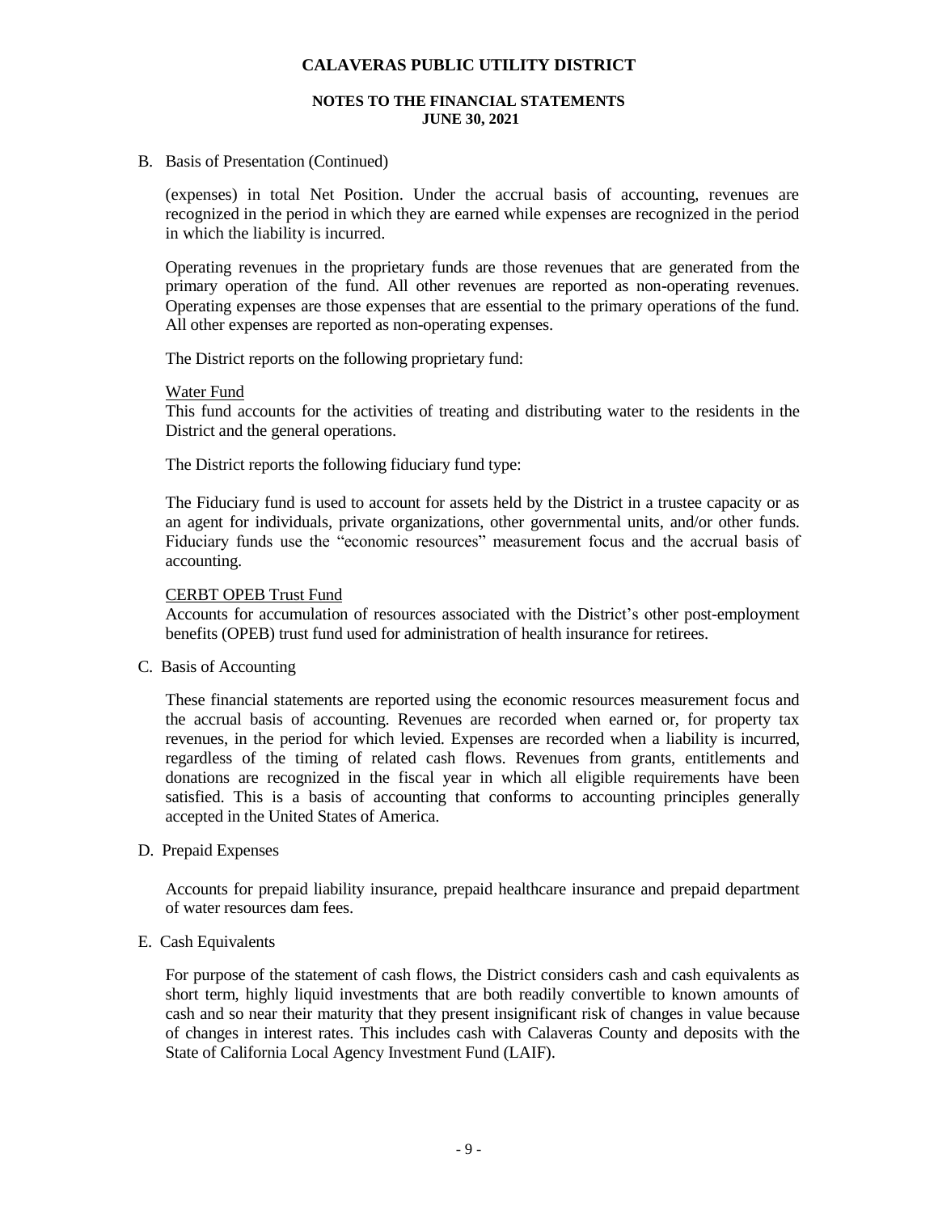B. Basis of Presentation (Continued)

(expenses) in total Net Position. Under the accrual basis of accounting, revenues are recognized in the period in which they are earned while expenses are recognized in the period in which the liability is incurred.

Operating revenues in the proprietary funds are those revenues that are generated from the primary operation of the fund. All other revenues are reported as non-operating revenues. Operating expenses are those expenses that are essential to the primary operations of the fund. All other expenses are reported as non-operating expenses.

The District reports on the following proprietary fund:

Water Fund
This fund accounts for the activities of treating and distributing water to the residents in the District and the general operations.

The District reports the following fiduciary fund type:

The Fiduciary fund is used to account for assets held by the District in a trustee capacity or as an agent for individuals, private organizations, other governmental units, and/or other funds. Fiduciary funds use the "economic resources" measurement focus and the accrual basis of accounting.

CERBT OPEB Trust Fund
Accounts for accumulation of resources associated with the District's other post-employment benefits (OPEB) trust fund used for administration of health insurance for retirees.

C. Basis of Accounting

These financial statements are reported using the economic resources measurement focus and the accrual basis of accounting. Revenues are recorded when earned or, for property tax revenues, in the period for which levied. Expenses are recorded when a liability is incurred, regardless of the timing of related cash flows. Revenues from grants, entitlements and donations are recognized in the fiscal year in which all eligible requirements have been satisfied. This is a basis of accounting that conforms to accounting principles generally accepted in the United States of America.

D. Prepaid Expenses

Accounts for prepaid liability insurance, prepaid healthcare insurance and prepaid department of water resources dam fees.

E. Cash Equivalents

For purpose of the statement of cash flows, the District considers cash and cash equivalents as short term, highly liquid investments that are both readily convertible to known amounts of cash and so near their maturity that they present insignificant risk of changes in value because of changes in interest rates. This includes cash with Calaveras County and deposits with the State of California Local Agency Investment Fund (LAIF).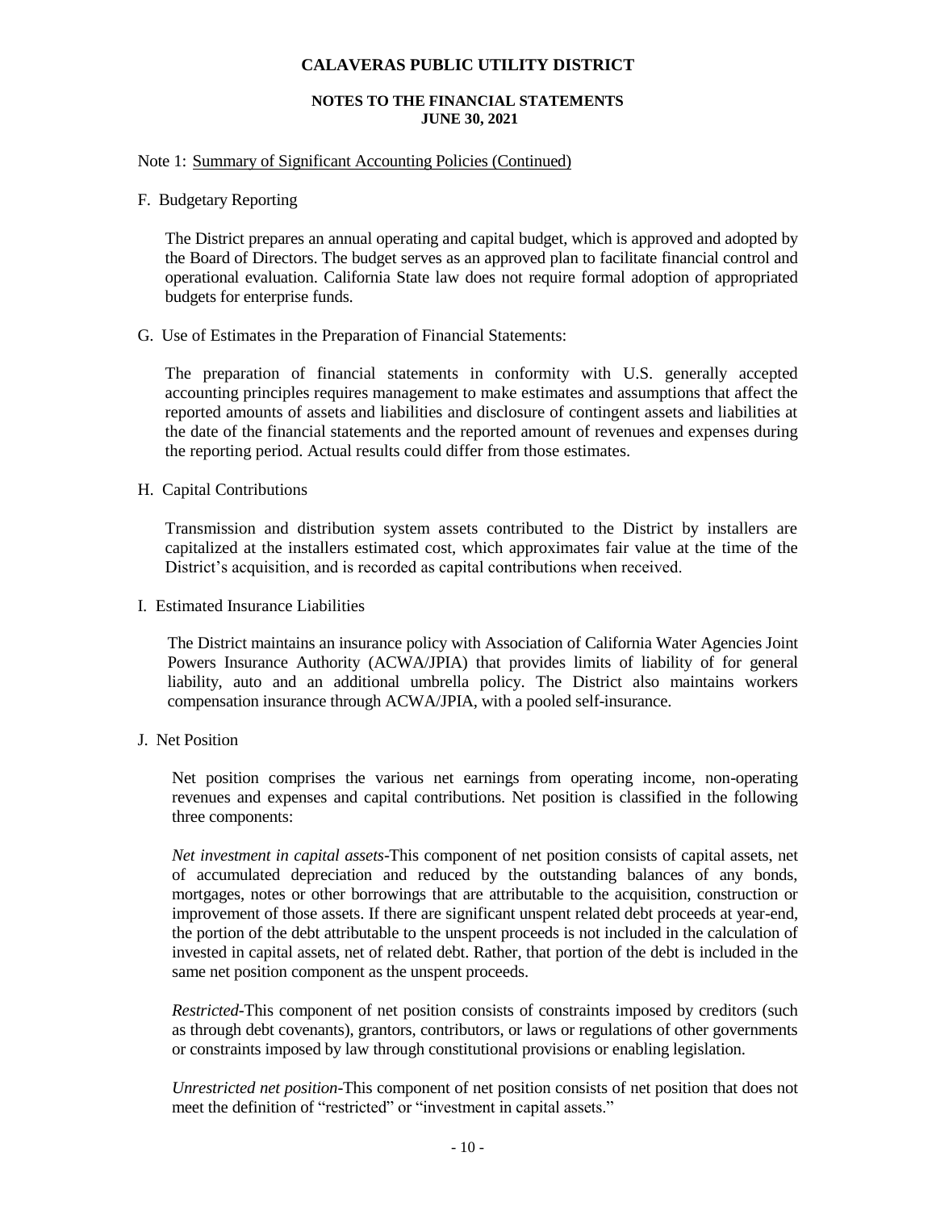# CALAVERAS PUBLIC UTILITY DISTRICT

## NOTES TO THE FINANCIAL STATEMENTS
## JUNE 30, 2021

Note 1: Summary of Significant Accounting Policies (Continued)

F. Budgetary Reporting

The District prepares an annual operating and capital budget, which is approved and adopted by the Board of Directors. The budget serves as an approved plan to facilitate financial control and operational evaluation. California State law does not require formal adoption of appropriated budgets for enterprise funds.

G. Use of Estimates in the Preparation of Financial Statements:

The preparation of financial statements in conformity with U.S. generally accepted accounting principles requires management to make estimates and assumptions that affect the reported amounts of assets and liabilities and disclosure of contingent assets and liabilities at the date of the financial statements and the reported amount of revenues and expenses during the reporting period. Actual results could differ from those estimates.

H. Capital Contributions

Transmission and distribution system assets contributed to the District by installers are capitalized at the installers estimated cost, which approximates fair value at the time of the District's acquisition, and is recorded as capital contributions when received.

I. Estimated Insurance Liabilities

The District maintains an insurance policy with Association of California Water Agencies Joint Powers Insurance Authority (ACWA/JPIA) that provides limits of liability of for general liability, auto and an additional umbrella policy. The District also maintains workers compensation insurance through ACWA/JPIA, with a pooled self-insurance.

J. Net Position

Net position comprises the various net earnings from operating income, non-operating revenues and expenses and capital contributions. Net position is classified in the following three components:

*Net investment in capital assets*-This component of net position consists of capital assets, net of accumulated depreciation and reduced by the outstanding balances of any bonds, mortgages, notes or other borrowings that are attributable to the acquisition, construction or improvement of those assets. If there are significant unspent related debt proceeds at year-end, the portion of the debt attributable to the unspent proceeds is not included in the calculation of invested in capital assets, net of related debt. Rather, that portion of the debt is included in the same net position component as the unspent proceeds.

*Restricted*-This component of net position consists of constraints imposed by creditors (such as through debt covenants), grantors, contributors, or laws or regulations of other governments or constraints imposed by law through constitutional provisions or enabling legislation.

*Unrestricted net position*-This component of net position consists of net position that does not meet the definition of "restricted" or "investment in capital assets."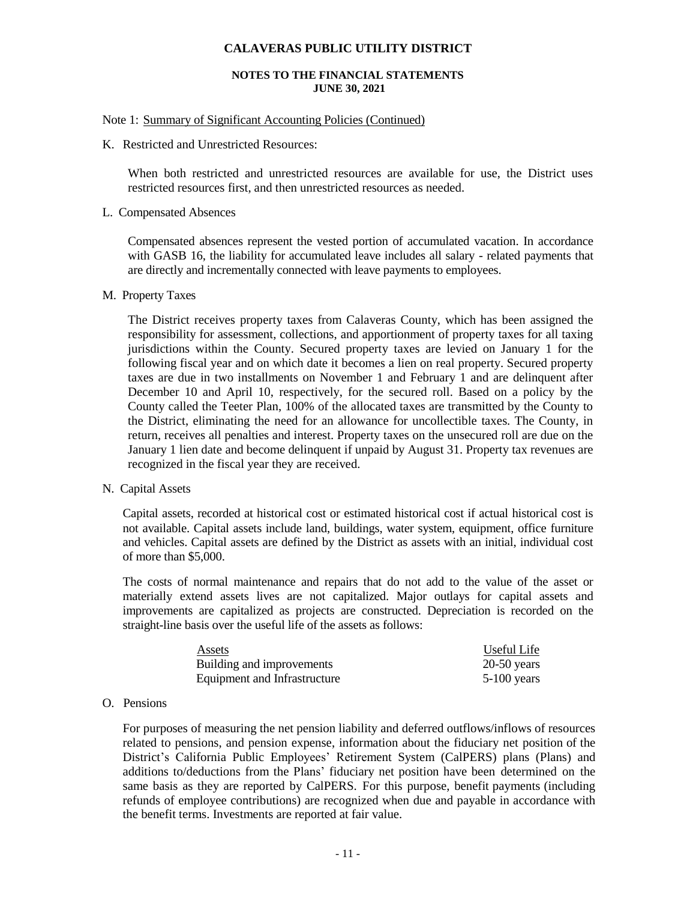# CALAVERAS PUBLIC UTILITY DISTRICT

## NOTES TO THE FINANCIAL STATEMENTS
## JUNE 30, 2021

Note 1: Summary of Significant Accounting Policies (Continued)

K. Restricted and Unrestricted Resources:

When both restricted and unrestricted resources are available for use, the District uses restricted resources first, and then unrestricted resources as needed.

L. Compensated Absences

Compensated absences represent the vested portion of accumulated vacation. In accordance with GASB 16, the liability for accumulated leave includes all salary - related payments that are directly and incrementally connected with leave payments to employees.

M. Property Taxes

The District receives property taxes from Calaveras County, which has been assigned the responsibility for assessment, collections, and apportionment of property taxes for all taxing jurisdictions within the County. Secured property taxes are levied on January 1 for the following fiscal year and on which date it becomes a lien on real property. Secured property taxes are due in two installments on November 1 and February 1 and are delinquent after December 10 and April 10, respectively, for the secured roll. Based on a policy by the County called the Teeter Plan, 100% of the allocated taxes are transmitted by the County to the District, eliminating the need for an allowance for uncollectible taxes. The County, in return, receives all penalties and interest. Property taxes on the unsecured roll are due on the January 1 lien date and become delinquent if unpaid by August 31. Property tax revenues are recognized in the fiscal year they are received.

N. Capital Assets

Capital assets, recorded at historical cost or estimated historical cost if actual historical cost is not available. Capital assets include land, buildings, water system, equipment, office furniture and vehicles. Capital assets are defined by the District as assets with an initial, individual cost of more than $5,000.

The costs of normal maintenance and repairs that do not add to the value of the asset or materially extend assets lives are not capitalized. Major outlays for capital assets and improvements are capitalized as projects are constructed. Depreciation is recorded on the straight-line basis over the useful life of the assets as follows:

| Assets | Useful Life |
|---|---|
| Building and improvements | 20-50 years |
| Equipment and Infrastructure | 5-100 years |

O. Pensions

For purposes of measuring the net pension liability and deferred outflows/inflows of resources related to pensions, and pension expense, information about the fiduciary net position of the District's California Public Employees' Retirement System (CalPERS) plans (Plans) and additions to/deductions from the Plans' fiduciary net position have been determined on the same basis as they are reported by CalPERS. For this purpose, benefit payments (including refunds of employee contributions) are recognized when due and payable in accordance with the benefit terms. Investments are reported at fair value.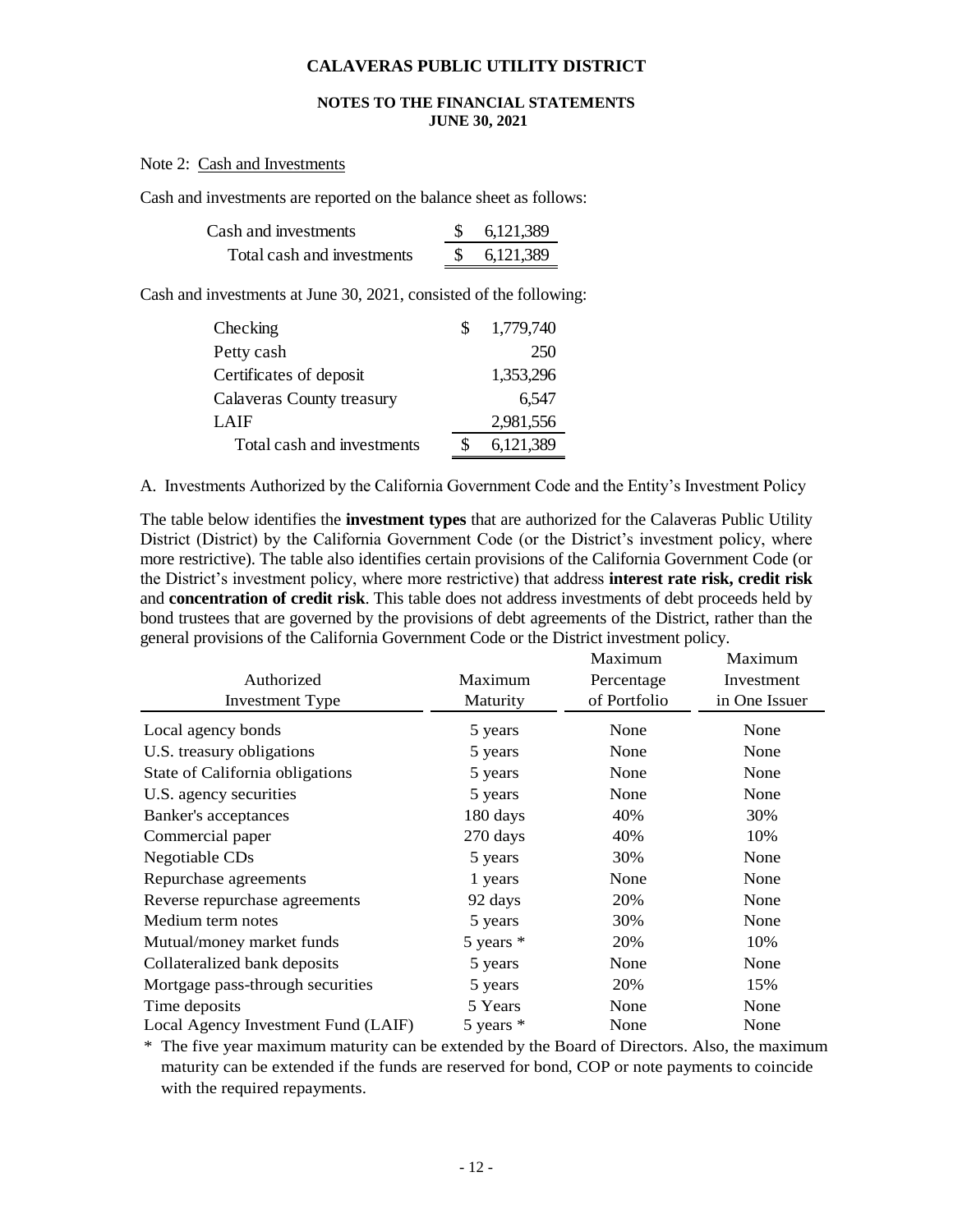**CALAVERAS PUBLIC UTILITY DISTRICT**

**NOTES TO THE FINANCIAL STATEMENTS**
**JUNE 30, 2021**

Note 2: Cash and Investments

Cash and investments are reported on the balance sheet as follows:

| | |
|---|---|
| Cash and investments | $ 6,121,389 |
| Total cash and investments | $ 6,121,389 |

Cash and investments at June 30, 2021, consisted of the following:

| | |
|---|---|
| Checking | $ 1,779,740 |
| Petty cash | 250 |
| Certificates of deposit | 1,353,296 |
| Calaveras County treasury | 6,547 |
| LAIF | 2,981,556 |
| Total cash and investments | $ 6,121,389 |

A. Investments Authorized by the California Government Code and the Entity's Investment Policy

The table below identifies the **investment types** that are authorized for the Calaveras Public Utility District (District) by the California Government Code (or the District's investment policy, where more restrictive). The table also identifies certain provisions of the California Government Code (or the District's investment policy, where more restrictive) that address **interest rate risk, credit risk** and **concentration of credit risk**. This table does not address investments of debt proceeds held by bond trustees that are governed by the provisions of debt agreements of the District, rather than the general provisions of the California Government Code or the District investment policy.

| Authorized Investment Type | Maximum Maturity | Maximum Percentage of Portfolio | Maximum Investment in One Issuer |
|---|---|---|---|
| Local agency bonds | 5 years | None | None |
| U.S. treasury obligations | 5 years | None | None |
| State of California obligations | 5 years | None | None |
| U.S. agency securities | 5 years | None | None |
| Banker's acceptances | 180 days | 40% | 30% |
| Commercial paper | 270 days | 40% | 10% |
| Negotiable CDs | 5 years | 30% | None |
| Repurchase agreements | 1 years | None | None |
| Reverse repurchase agreements | 92 days | 20% | None |
| Medium term notes | 5 years | 30% | None |
| Mutual/money market funds | 5 years * | 20% | 10% |
| Collateralized bank deposits | 5 years | None | None |
| Mortgage pass-through securities | 5 years | 20% | 15% |
| Time deposits | 5 Years | None | None |
| Local Agency Investment Fund (LAIF) | 5 years * | None | None |

* The five year maximum maturity can be extended by the Board of Directors. Also, the maximum maturity can be extended if the funds are reserved for bond, COP or note payments to coincide with the required repayments.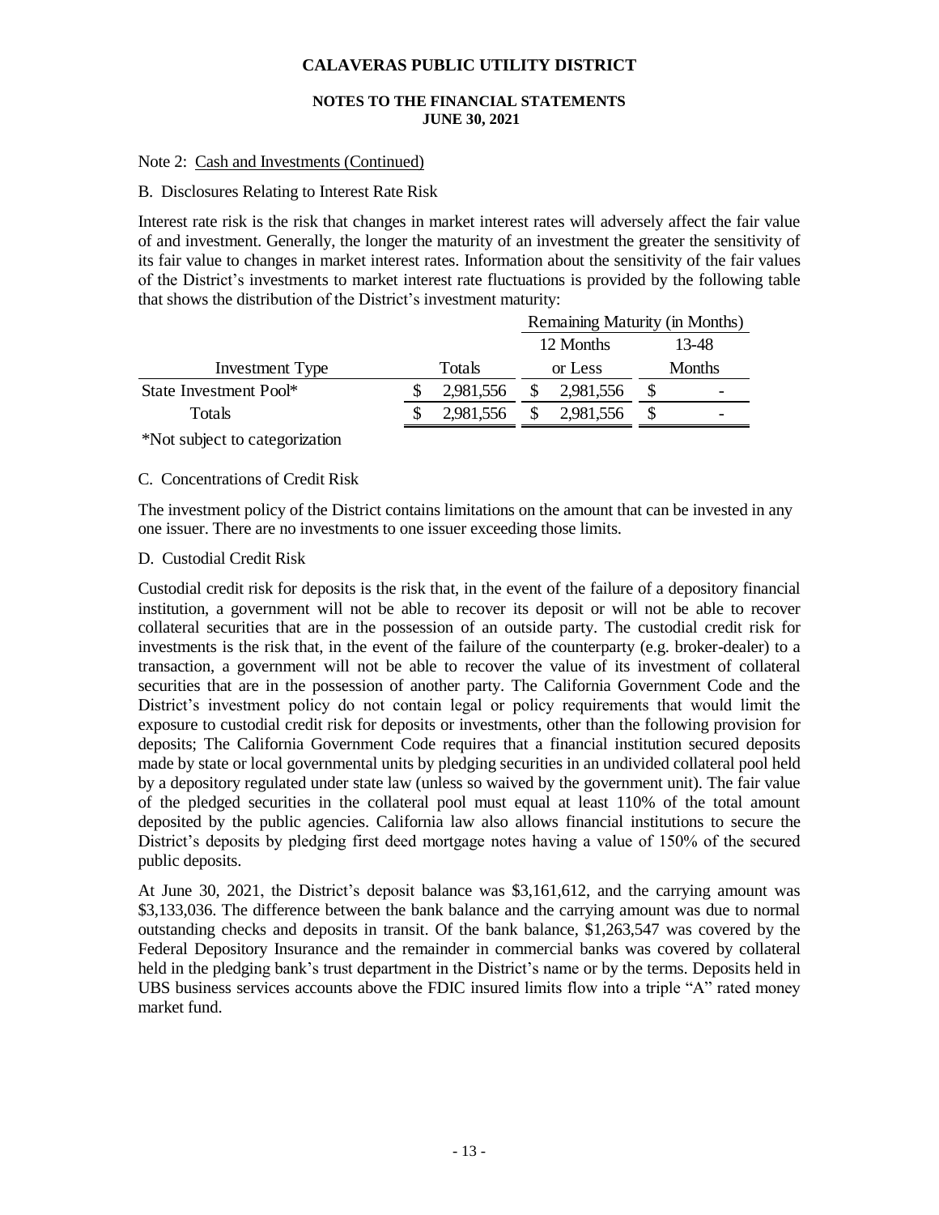# CALAVERAS PUBLIC UTILITY DISTRICT

**NOTES TO THE FINANCIAL STATEMENTS**
**JUNE 30, 2021**

Note 2: Cash and Investments (Continued)

B. Disclosures Relating to Interest Rate Risk

Interest rate risk is the risk that changes in market interest rates will adversely affect the fair value of and investment. Generally, the longer the maturity of an investment the greater the sensitivity of its fair value to changes in market interest rates. Information about the sensitivity of the fair values of the District's investments to market interest rate fluctuations is provided by the following table that shows the distribution of the District's investment maturity:

| | | Remaining Maturity (in Months) | |
|---|---|---|---|
| | | 12 Months | 13-48 |
| Investment Type | Totals | or Less | Months |
| State Investment Pool* | $ 2,981,556 | $ 2,981,556 | $ - |
| Totals | $ 2,981,556 | $ 2,981,556 | $ - |

*Not subject to categorization

C. Concentrations of Credit Risk

The investment policy of the District contains limitations on the amount that can be invested in any one issuer. There are no investments to one issuer exceeding those limits.

D. Custodial Credit Risk

Custodial credit risk for deposits is the risk that, in the event of the failure of a depository financial institution, a government will not be able to recover its deposit or will not be able to recover collateral securities that are in the possession of an outside party. The custodial credit risk for investments is the risk that, in the event of the failure of the counterparty (e.g. broker-dealer) to a transaction, a government will not be able to recover the value of its investment of collateral securities that are in the possession of another party. The California Government Code and the District's investment policy do not contain legal or policy requirements that would limit the exposure to custodial credit risk for deposits or investments, other than the following provision for deposits; The California Government Code requires that a financial institution secured deposits made by state or local governmental units by pledging securities in an undivided collateral pool held by a depository regulated under state law (unless so waived by the government unit). The fair value of the pledged securities in the collateral pool must equal at least 110% of the total amount deposited by the public agencies. California law also allows financial institutions to secure the District's deposits by pledging first deed mortgage notes having a value of 150% of the secured public deposits.

At June 30, 2021, the District's deposit balance was $3,161,612, and the carrying amount was $3,133,036. The difference between the bank balance and the carrying amount was due to normal outstanding checks and deposits in transit. Of the bank balance, $1,263,547 was covered by the Federal Depository Insurance and the remainder in commercial banks was covered by collateral held in the pledging bank's trust department in the District's name or by the terms. Deposits held in UBS business services accounts above the FDIC insured limits flow into a triple "A" rated money market fund.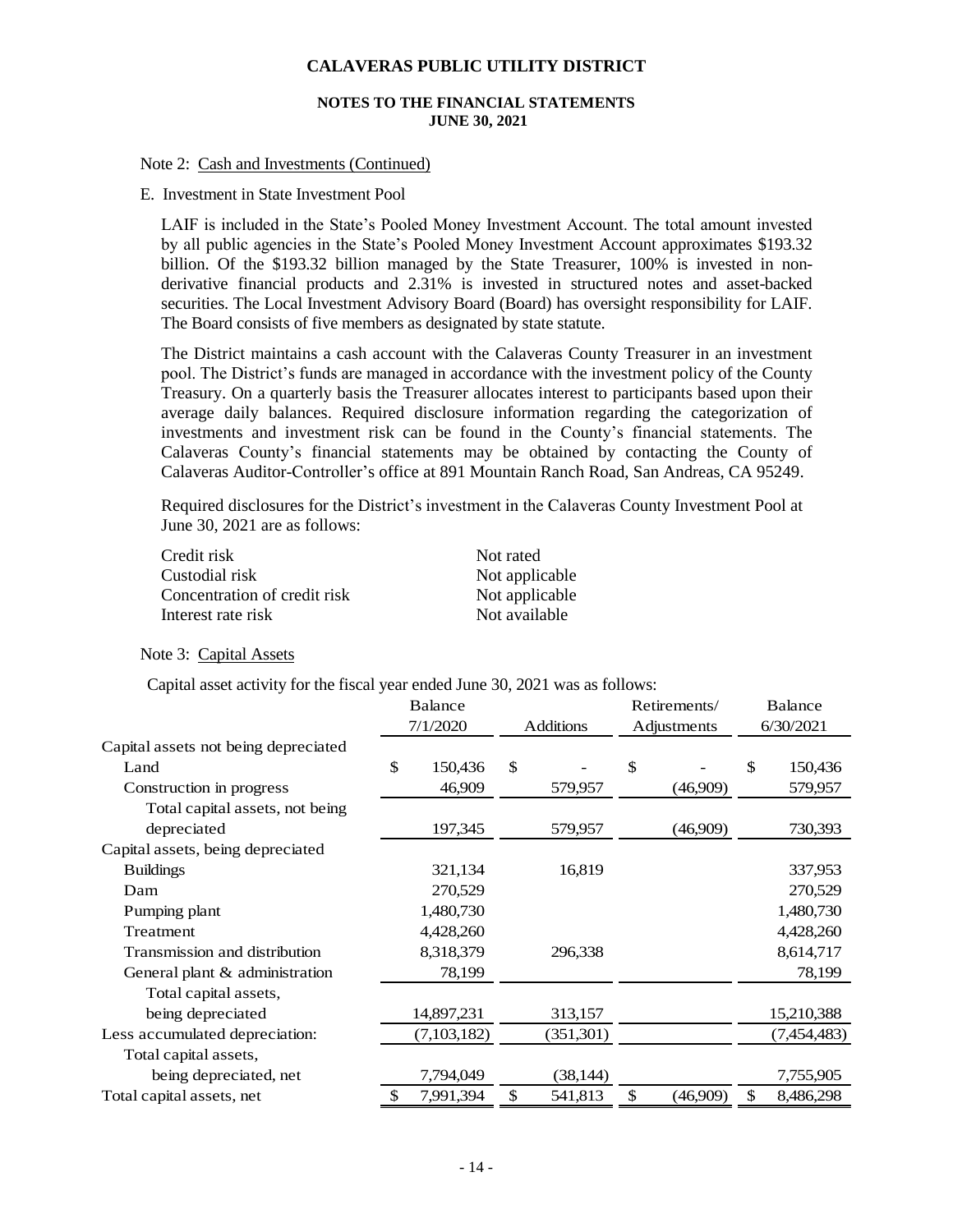# CALAVERAS PUBLIC UTILITY DISTRICT

## NOTES TO THE FINANCIAL STATEMENTS
## JUNE 30, 2021

Note 2: Cash and Investments (Continued)

E. Investment in State Investment Pool

LAIF is included in the State's Pooled Money Investment Account. The total amount invested by all public agencies in the State's Pooled Money Investment Account approximates $193.32 billion. Of the $193.32 billion managed by the State Treasurer, 100% is invested in non-derivative financial products and 2.31% is invested in structured notes and asset-backed securities. The Local Investment Advisory Board (Board) has oversight responsibility for LAIF. The Board consists of five members as designated by state statute.

The District maintains a cash account with the Calaveras County Treasurer in an investment pool. The District's funds are managed in accordance with the investment policy of the County Treasury. On a quarterly basis the Treasurer allocates interest to participants based upon their average daily balances. Required disclosure information regarding the categorization of investments and investment risk can be found in the County's financial statements. The Calaveras County's financial statements may be obtained by contacting the County of Calaveras Auditor-Controller's office at 891 Mountain Ranch Road, San Andreas, CA 95249.

Required disclosures for the District's investment in the Calaveras County Investment Pool at June 30, 2021 are as follows:

| | |
|---|---|
| Credit risk | Not rated |
| Custodial risk | Not applicable |
| Concentration of credit risk | Not applicable |
| Interest rate risk | Not available |

Note 3: Capital Assets

Capital asset activity for the fiscal year ended June 30, 2021 was as follows:

| | Balance 7/1/2020 | Additions | Retirements/ Adjustments | Balance 6/30/2021 |
|---|---|---|---|---|
| Capital assets not being depreciated | | | | |
| Land | $ 150,436 | $ - | $ - | $ 150,436 |
| Construction in progress | 46,909 | 579,957 | (46,909) | 579,957 |
| Total capital assets, not being depreciated | 197,345 | 579,957 | (46,909) | 730,393 |
| Capital assets, being depreciated | | | | |
| Buildings | 321,134 | 16,819 | | 337,953 |
| Dam | 270,529 | | | 270,529 |
| Pumping plant | 1,480,730 | | | 1,480,730 |
| Treatment | 4,428,260 | | | 4,428,260 |
| Transmission and distribution | 8,318,379 | 296,338 | | 8,614,717 |
| General plant & administration | 78,199 | | | 78,199 |
| Total capital assets, being depreciated | 14,897,231 | 313,157 | | 15,210,388 |
| Less accumulated depreciation: | (7,103,182) | (351,301) | | (7,454,483) |
| Total capital assets, being depreciated, net | 7,794,049 | (38,144) | | 7,755,905 |
| Total capital assets, net | $ 7,991,394 | $ 541,813 | $ (46,909) | $ 8,486,298 |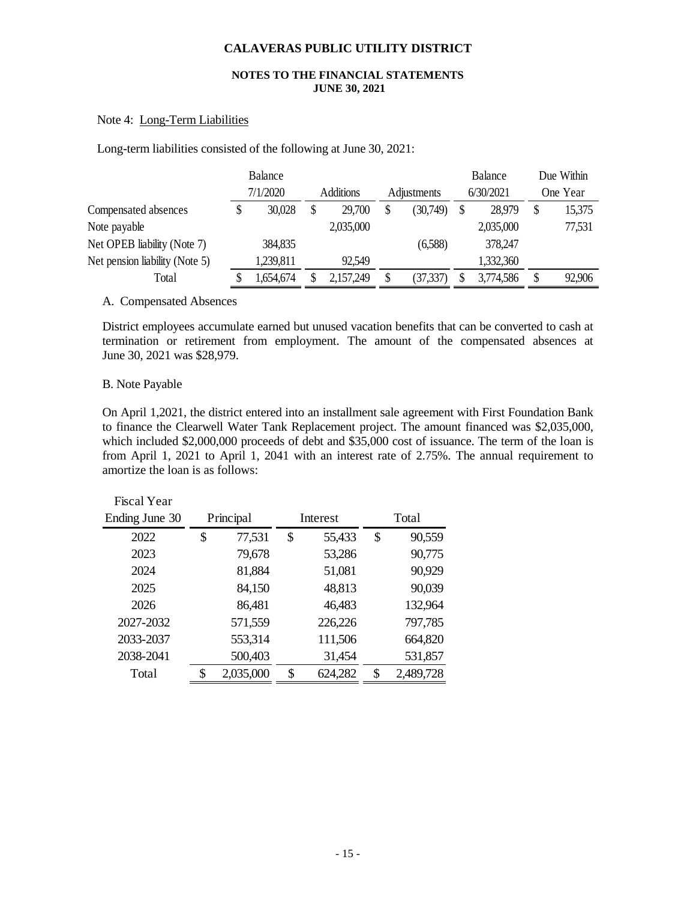# CALAVERAS PUBLIC UTILITY DISTRICT

**NOTES TO THE FINANCIAL STATEMENTS**
**JUNE 30, 2021**

Note 4: Long-Term Liabilities

Long-term liabilities consisted of the following at June 30, 2021:

| | Balance 7/1/2020 | Additions | Adjustments | Balance 6/30/2021 | Due Within One Year |
|---|---|---|---|---|---|
| Compensated absences | $ 30,028 | $ 29,700 | $ (30,749) | $ 28,979 | $ 15,375 |
| Note payable | | 2,035,000 | | 2,035,000 | 77,531 |
| Net OPEB liability (Note 7) | 384,835 | | (6,588) | 378,247 | |
| Net pension liability (Note 5) | 1,239,811 | 92,549 | | 1,332,360 | |
| Total | $ 1,654,674 | $ 2,157,249 | $ (37,337) | $ 3,774,586 | $ 92,906 |

A. Compensated Absences

District employees accumulate earned but unused vacation benefits that can be converted to cash at termination or retirement from employment. The amount of the compensated absences at June 30, 2021 was $28,979.

B. Note Payable

On April 1,2021, the district entered into an installment sale agreement with First Foundation Bank to finance the Clearwell Water Tank Replacement project. The amount financed was $2,035,000, which included $2,000,000 proceeds of debt and $35,000 cost of issuance. The term of the loan is from April 1, 2021 to April 1, 2041 with an interest rate of 2.75%. The annual requirement to amortize the loan is as follows:

| Fiscal Year Ending June 30 | Principal | Interest | Total |
|---|---|---|---|
| 2022 | $ 77,531 | $ 55,433 | $ 90,559 |
| 2023 | 79,678 | 53,286 | 90,775 |
| 2024 | 81,884 | 51,081 | 90,929 |
| 2025 | 84,150 | 48,813 | 90,039 |
| 2026 | 86,481 | 46,483 | 132,964 |
| 2027-2032 | 571,559 | 226,226 | 797,785 |
| 2033-2037 | 553,314 | 111,506 | 664,820 |
| 2038-2041 | 500,403 | 31,454 | 531,857 |
| Total | $ 2,035,000 | $ 624,282 | $ 2,489,728 |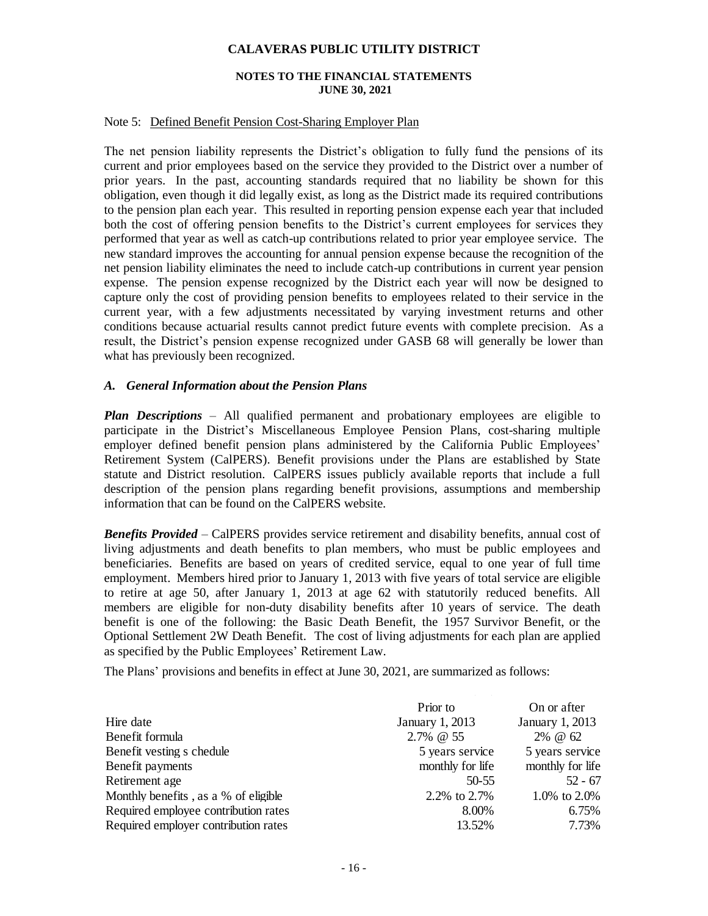# CALAVERAS PUBLIC UTILITY DISTRICT

## NOTES TO THE FINANCIAL STATEMENTS
## JUNE 30, 2021

Note 5: Defined Benefit Pension Cost-Sharing Employer Plan

The net pension liability represents the District's obligation to fully fund the pensions of its current and prior employees based on the service they provided to the District over a number of prior years. In the past, accounting standards required that no liability be shown for this obligation, even though it did legally exist, as long as the District made its required contributions to the pension plan each year. This resulted in reporting pension expense each year that included both the cost of offering pension benefits to the District's current employees for services they performed that year as well as catch-up contributions related to prior year employee service. The new standard improves the accounting for annual pension expense because the recognition of the net pension liability eliminates the need to include catch-up contributions in current year pension expense. The pension expense recognized by the District each year will now be designed to capture only the cost of providing pension benefits to employees related to their service in the current year, with a few adjustments necessitated by varying investment returns and other conditions because actuarial results cannot predict future events with complete precision. As a result, the District's pension expense recognized under GASB 68 will generally be lower than what has previously been recognized.

### *A. General Information about the Pension Plans*

***Plan Descriptions*** – All qualified permanent and probationary employees are eligible to participate in the District's Miscellaneous Employee Pension Plans, cost-sharing multiple employer defined benefit pension plans administered by the California Public Employees' Retirement System (CalPERS). Benefit provisions under the Plans are established by State statute and District resolution. CalPERS issues publicly available reports that include a full description of the pension plans regarding benefit provisions, assumptions and membership information that can be found on the CalPERS website.

***Benefits Provided*** – CalPERS provides service retirement and disability benefits, annual cost of living adjustments and death benefits to plan members, who must be public employees and beneficiaries. Benefits are based on years of credited service, equal to one year of full time employment. Members hired prior to January 1, 2013 with five years of total service are eligible to retire at age 50, after January 1, 2013 at age 62 with statutorily reduced benefits. All members are eligible for non-duty disability benefits after 10 years of service. The death benefit is one of the following: the Basic Death Benefit, the 1957 Survivor Benefit, or the Optional Settlement 2W Death Benefit. The cost of living adjustments for each plan are applied as specified by the Public Employees' Retirement Law.

The Plans' provisions and benefits in effect at June 30, 2021, are summarized as follows:

| | Prior to | On or after |
|---|---|---|
| Hire date | January 1, 2013 | January 1, 2013 |
| Benefit formula | 2.7% @ 55 | 2% @ 62 |
| Benefit vesting schedule | 5 years service | 5 years service |
| Benefit payments | monthly for life | monthly for life |
| Retirement age | 50-55 | 52 - 67 |
| Monthly benefits , as a % of eligible | 2.2% to 2.7% | 1.0% to 2.0% |
| Required employee contribution rates | 8.00% | 6.75% |
| Required employer contribution rates | 13.52% | 7.73% |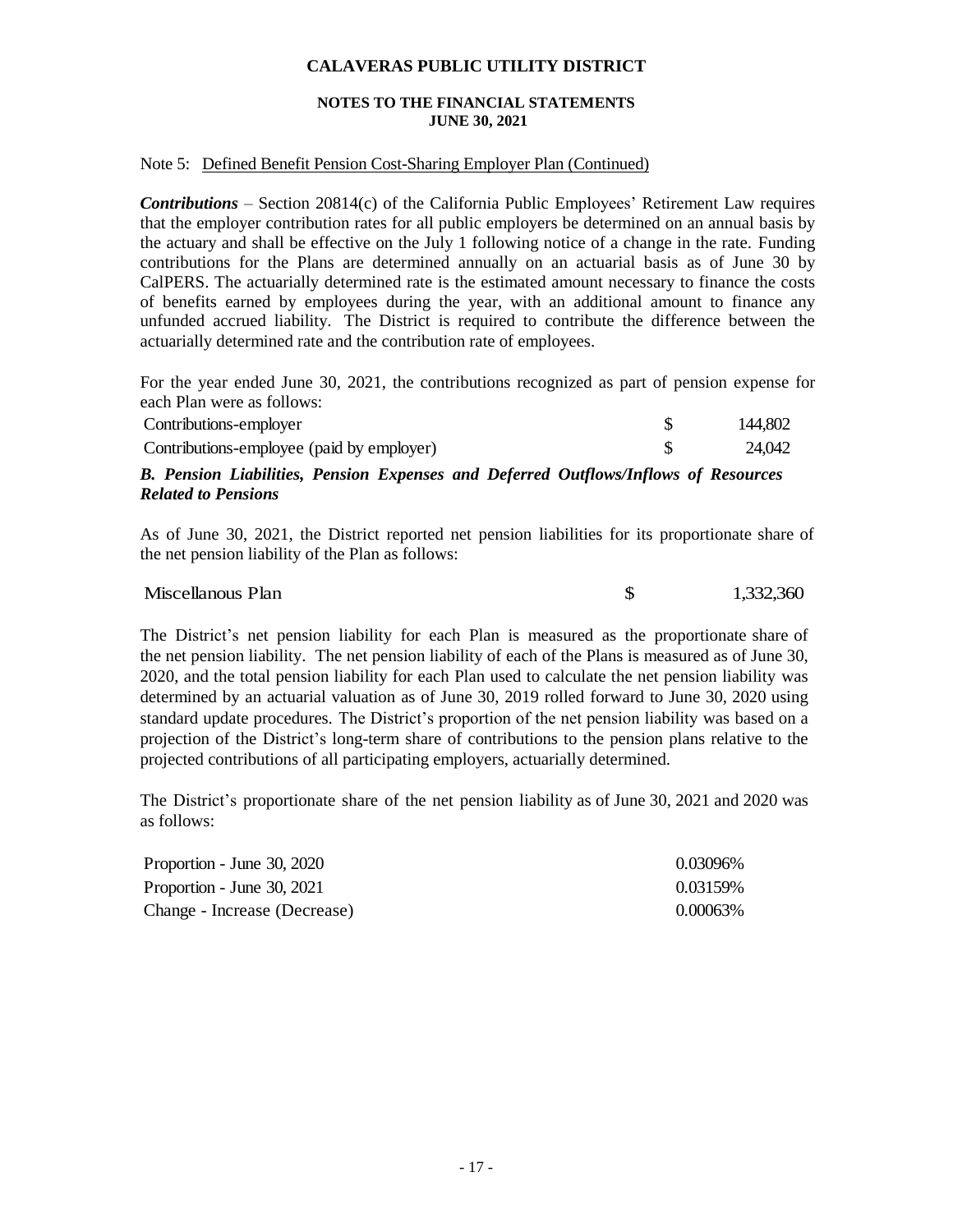# CALAVERAS PUBLIC UTILITY DISTRICT

**NOTES TO THE FINANCIAL STATEMENTS**
**JUNE 30, 2021**

Note 5: Defined Benefit Pension Cost-Sharing Employer Plan (Continued)

***Contributions*** – Section 20814(c) of the California Public Employees' Retirement Law requires that the employer contribution rates for all public employers be determined on an annual basis by the actuary and shall be effective on the July 1 following notice of a change in the rate. Funding contributions for the Plans are determined annually on an actuarial basis as of June 30 by CalPERS. The actuarially determined rate is the estimated amount necessary to finance the costs of benefits earned by employees during the year, with an additional amount to finance any unfunded accrued liability. The District is required to contribute the difference between the actuarially determined rate and the contribution rate of employees.

For the year ended June 30, 2021, the contributions recognized as part of pension expense for each Plan were as follows:

| | | |
|---|---|---|
| Contributions-employer | $ | 144,802 |
| Contributions-employee (paid by employer) | $ | 24,042 |

***B. Pension Liabilities, Pension Expenses and Deferred Outflows/Inflows of Resources Related to Pensions***

As of June 30, 2021, the District reported net pension liabilities for its proportionate share of the net pension liability of the Plan as follows:

| | | |
|---|---|---|
| Miscellanous Plan | $ | 1,332,360 |

The District's net pension liability for each Plan is measured as the proportionate share of the net pension liability. The net pension liability of each of the Plans is measured as of June 30, 2020, and the total pension liability for each Plan used to calculate the net pension liability was determined by an actuarial valuation as of June 30, 2019 rolled forward to June 30, 2020 using standard update procedures. The District's proportion of the net pension liability was based on a projection of the District's long-term share of contributions to the pension plans relative to the projected contributions of all participating employers, actuarially determined.

The District's proportionate share of the net pension liability as of June 30, 2021 and 2020 was as follows:

| | |
|---|---|
| Proportion - June 30, 2020 | 0.03096% |
| Proportion - June 30, 2021 | 0.03159% |
| Change - Increase (Decrease) | 0.00063% |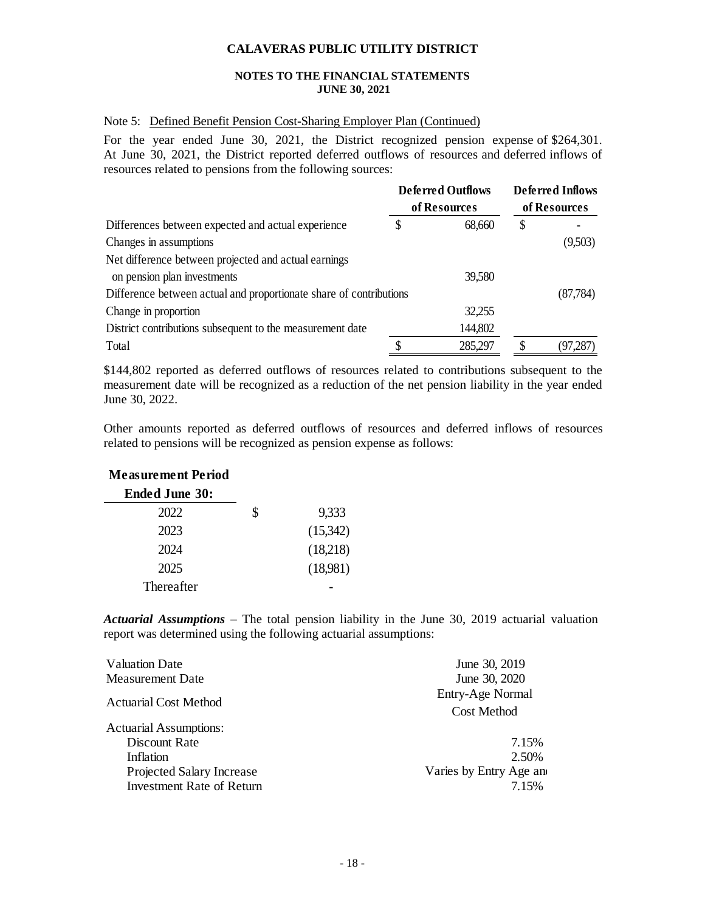# CALAVERAS PUBLIC UTILITY DISTRICT

**NOTES TO THE FINANCIAL STATEMENTS**
**JUNE 30, 2021**

Note 5: Defined Benefit Pension Cost-Sharing Employer Plan (Continued)

For the year ended June 30, 2021, the District recognized pension expense of $264,301. At June 30, 2021, the District reported deferred outflows of resources and deferred inflows of resources related to pensions from the following sources:

| | Deferred Outflows of Resources | Deferred Inflows of Resources |
|---|---|---|
| Differences between expected and actual experience | $ 68,660 | $ - |
| Changes in assumptions | | (9,503) |
| Net difference between projected and actual earnings on pension plan investments | 39,580 | |
| Difference between actual and proportionate share of contributions | | (87,784) |
| Change in proportion | 32,255 | |
| District contributions subsequent to the measurement date | 144,802 | |
| Total | $ 285,297 | $ (97,287) |

$144,802 reported as deferred outflows of resources related to contributions subsequent to the measurement date will be recognized as a reduction of the net pension liability in the year ended June 30, 2022.

Other amounts reported as deferred outflows of resources and deferred inflows of resources related to pensions will be recognized as pension expense as follows:

| Measurement Period Ended June 30: | |
|---|---|
| 2022 | $ 9,333 |
| 2023 | (15,342) |
| 2024 | (18,218) |
| 2025 | (18,981) |
| Thereafter | - |

***Actuarial Assumptions*** – The total pension liability in the June 30, 2019 actuarial valuation report was determined using the following actuarial assumptions:

| | |
|---|---|
| Valuation Date | June 30, 2019 |
| Measurement Date | June 30, 2020 |
| Actuarial Cost Method | Entry-Age Normal Cost Method |
| Actuarial Assumptions: | |
| Discount Rate | 7.15% |
| Inflation | 2.50% |
| Projected Salary Increase | Varies by Entry Age an |
| Investment Rate of Return | 7.15% |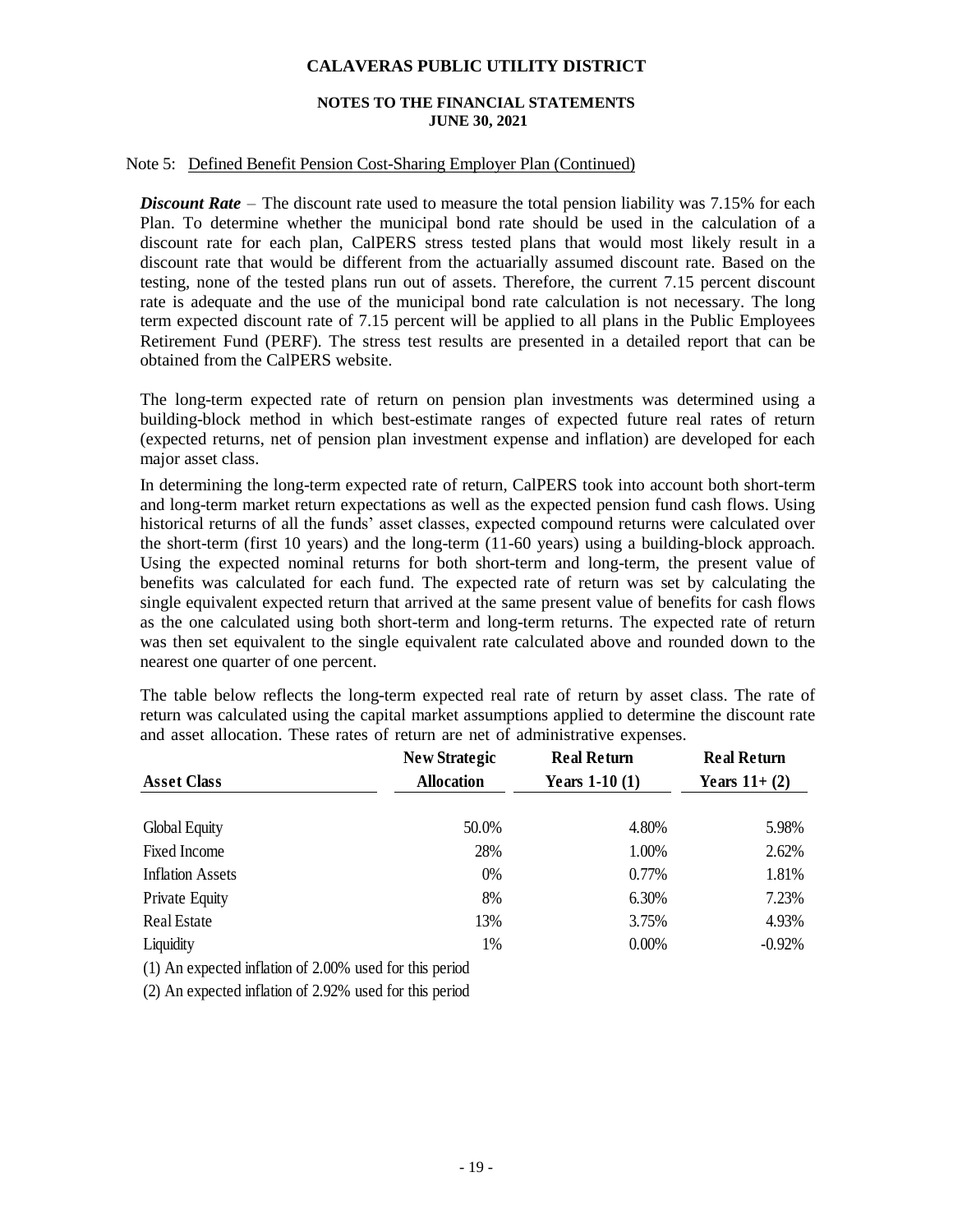# CALAVERAS PUBLIC UTILITY DISTRICT

## NOTES TO THE FINANCIAL STATEMENTS
## JUNE 30, 2021

Note 5: Defined Benefit Pension Cost-Sharing Employer Plan (Continued)

***Discount Rate*** – The discount rate used to measure the total pension liability was 7.15% for each Plan. To determine whether the municipal bond rate should be used in the calculation of a discount rate for each plan, CalPERS stress tested plans that would most likely result in a discount rate that would be different from the actuarially assumed discount rate. Based on the testing, none of the tested plans run out of assets. Therefore, the current 7.15 percent discount rate is adequate and the use of the municipal bond rate calculation is not necessary. The long term expected discount rate of 7.15 percent will be applied to all plans in the Public Employees Retirement Fund (PERF). The stress test results are presented in a detailed report that can be obtained from the CalPERS website.

The long-term expected rate of return on pension plan investments was determined using a building-block method in which best-estimate ranges of expected future real rates of return (expected returns, net of pension plan investment expense and inflation) are developed for each major asset class.

In determining the long-term expected rate of return, CalPERS took into account both short-term and long-term market return expectations as well as the expected pension fund cash flows. Using historical returns of all the funds' asset classes, expected compound returns were calculated over the short-term (first 10 years) and the long-term (11-60 years) using a building-block approach. Using the expected nominal returns for both short-term and long-term, the present value of benefits was calculated for each fund. The expected rate of return was set by calculating the single equivalent expected return that arrived at the same present value of benefits for cash flows as the one calculated using both short-term and long-term returns. The expected rate of return was then set equivalent to the single equivalent rate calculated above and rounded down to the nearest one quarter of one percent.

The table below reflects the long-term expected real rate of return by asset class. The rate of return was calculated using the capital market assumptions applied to determine the discount rate and asset allocation. These rates of return are net of administrative expenses.

| Asset Class | New Strategic Allocation | Real Return Years 1-10 (1) | Real Return Years 11+ (2) |
|---|---|---|---|
| Global Equity | 50.0% | 4.80% | 5.98% |
| Fixed Income | 28% | 1.00% | 2.62% |
| Inflation Assets | 0% | 0.77% | 1.81% |
| Private Equity | 8% | 6.30% | 7.23% |
| Real Estate | 13% | 3.75% | 4.93% |
| Liquidity | 1% | 0.00% | -0.92% |

(1) An expected inflation of 2.00% used for this period

(2) An expected inflation of 2.92% used for this period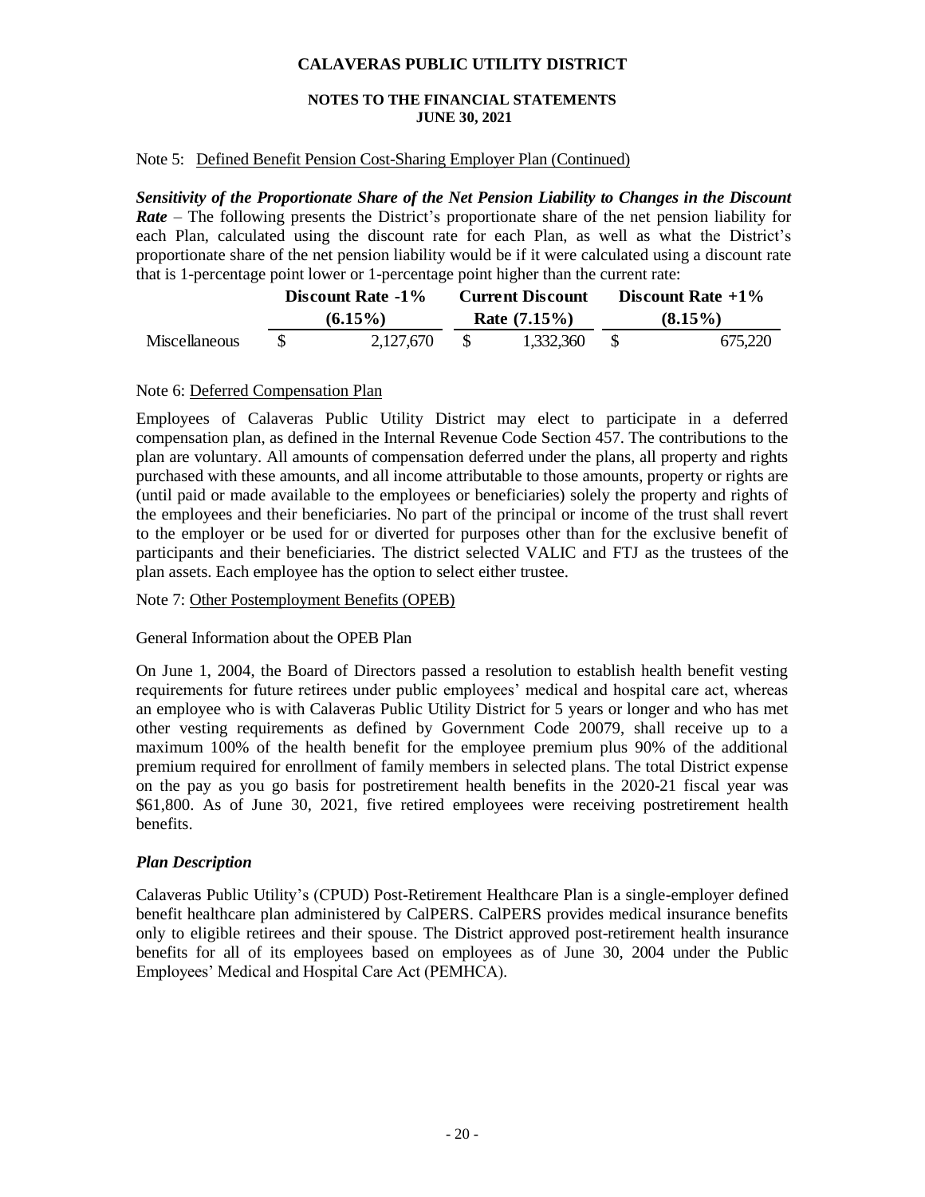# CALAVERAS PUBLIC UTILITY DISTRICT

**NOTES TO THE FINANCIAL STATEMENTS**
**JUNE 30, 2021**

Note 5: Defined Benefit Pension Cost-Sharing Employer Plan (Continued)

***Sensitivity of the Proportionate Share of the Net Pension Liability to Changes in the Discount Rate*** – The following presents the District's proportionate share of the net pension liability for each Plan, calculated using the discount rate for each Plan, as well as what the District's proportionate share of the net pension liability would be if it were calculated using a discount rate that is 1-percentage point lower or 1-percentage point higher than the current rate:

| | Discount Rate -1% (6.15%) | Current Discount Rate (7.15%) | Discount Rate +1% (8.15%) |
|---|---|---|---|
| Miscellaneous | $ 2,127,670 | $ 1,332,360 | $ 675,220 |

Note 6: Deferred Compensation Plan

Employees of Calaveras Public Utility District may elect to participate in a deferred compensation plan, as defined in the Internal Revenue Code Section 457. The contributions to the plan are voluntary. All amounts of compensation deferred under the plans, all property and rights purchased with these amounts, and all income attributable to those amounts, property or rights are (until paid or made available to the employees or beneficiaries) solely the property and rights of the employees and their beneficiaries. No part of the principal or income of the trust shall revert to the employer or be used for or diverted for purposes other than for the exclusive benefit of participants and their beneficiaries. The district selected VALIC and FTJ as the trustees of the plan assets. Each employee has the option to select either trustee.

Note 7: Other Postemployment Benefits (OPEB)

General Information about the OPEB Plan

On June 1, 2004, the Board of Directors passed a resolution to establish health benefit vesting requirements for future retirees under public employees' medical and hospital care act, whereas an employee who is with Calaveras Public Utility District for 5 years or longer and who has met other vesting requirements as defined by Government Code 20079, shall receive up to a maximum 100% of the health benefit for the employee premium plus 90% of the additional premium required for enrollment of family members in selected plans. The total District expense on the pay as you go basis for postretirement health benefits in the 2020-21 fiscal year was $61,800. As of June 30, 2021, five retired employees were receiving postretirement health benefits.

***Plan Description***

Calaveras Public Utility's (CPUD) Post-Retirement Healthcare Plan is a single-employer defined benefit healthcare plan administered by CalPERS. CalPERS provides medical insurance benefits only to eligible retirees and their spouse. The District approved post-retirement health insurance benefits for all of its employees based on employees as of June 30, 2004 under the Public Employees' Medical and Hospital Care Act (PEMHCA).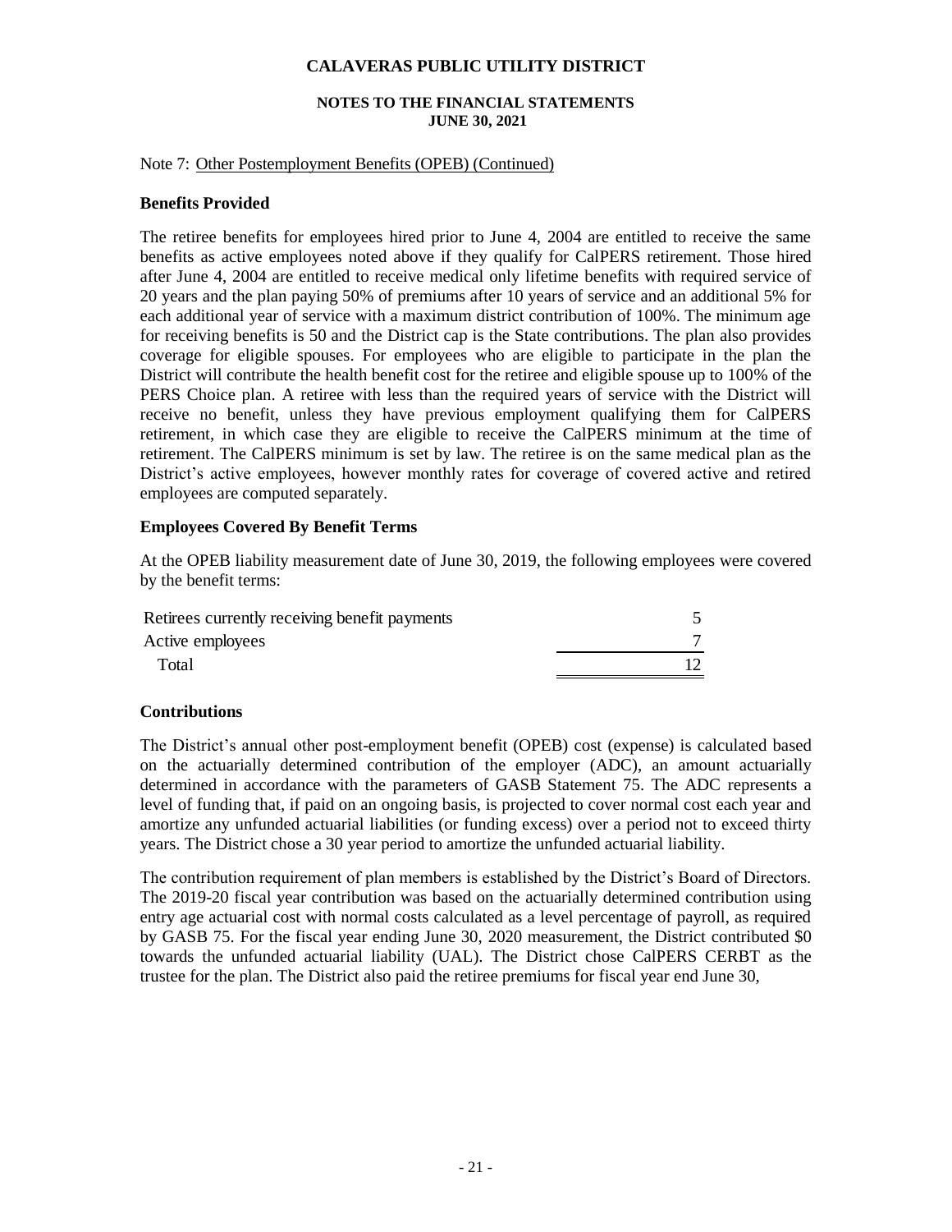Note 7: Other Postemployment Benefits (OPEB) (Continued)

**Benefits Provided**

The retiree benefits for employees hired prior to June 4, 2004 are entitled to receive the same benefits as active employees noted above if they qualify for CalPERS retirement. Those hired after June 4, 2004 are entitled to receive medical only lifetime benefits with required service of 20 years and the plan paying 50% of premiums after 10 years of service and an additional 5% for each additional year of service with a maximum district contribution of 100%. The minimum age for receiving benefits is 50 and the District cap is the State contributions. The plan also provides coverage for eligible spouses. For employees who are eligible to participate in the plan the District will contribute the health benefit cost for the retiree and eligible spouse up to 100% of the PERS Choice plan. A retiree with less than the required years of service with the District will receive no benefit, unless they have previous employment qualifying them for CalPERS retirement, in which case they are eligible to receive the CalPERS minimum at the time of retirement. The CalPERS minimum is set by law. The retiree is on the same medical plan as the District's active employees, however monthly rates for coverage of covered active and retired employees are computed separately.

**Employees Covered By Benefit Terms**

At the OPEB liability measurement date of June 30, 2019, the following employees were covered by the benefit terms:

| | |
|---|---|
| Retirees currently receiving benefit payments | 5 |
| Active employees | 7 |
| Total | 12 |

**Contributions**

The District's annual other post-employment benefit (OPEB) cost (expense) is calculated based on the actuarially determined contribution of the employer (ADC), an amount actuarially determined in accordance with the parameters of GASB Statement 75. The ADC represents a level of funding that, if paid on an ongoing basis, is projected to cover normal cost each year and amortize any unfunded actuarial liabilities (or funding excess) over a period not to exceed thirty years. The District chose a 30 year period to amortize the unfunded actuarial liability.

The contribution requirement of plan members is established by the District's Board of Directors. The 2019-20 fiscal year contribution was based on the actuarially determined contribution using entry age actuarial cost with normal costs calculated as a level percentage of payroll, as required by GASB 75. For the fiscal year ending June 30, 2020 measurement, the District contributed $0 towards the unfunded actuarial liability (UAL). The District chose CalPERS CERBT as the trustee for the plan. The District also paid the retiree premiums for fiscal year end June 30,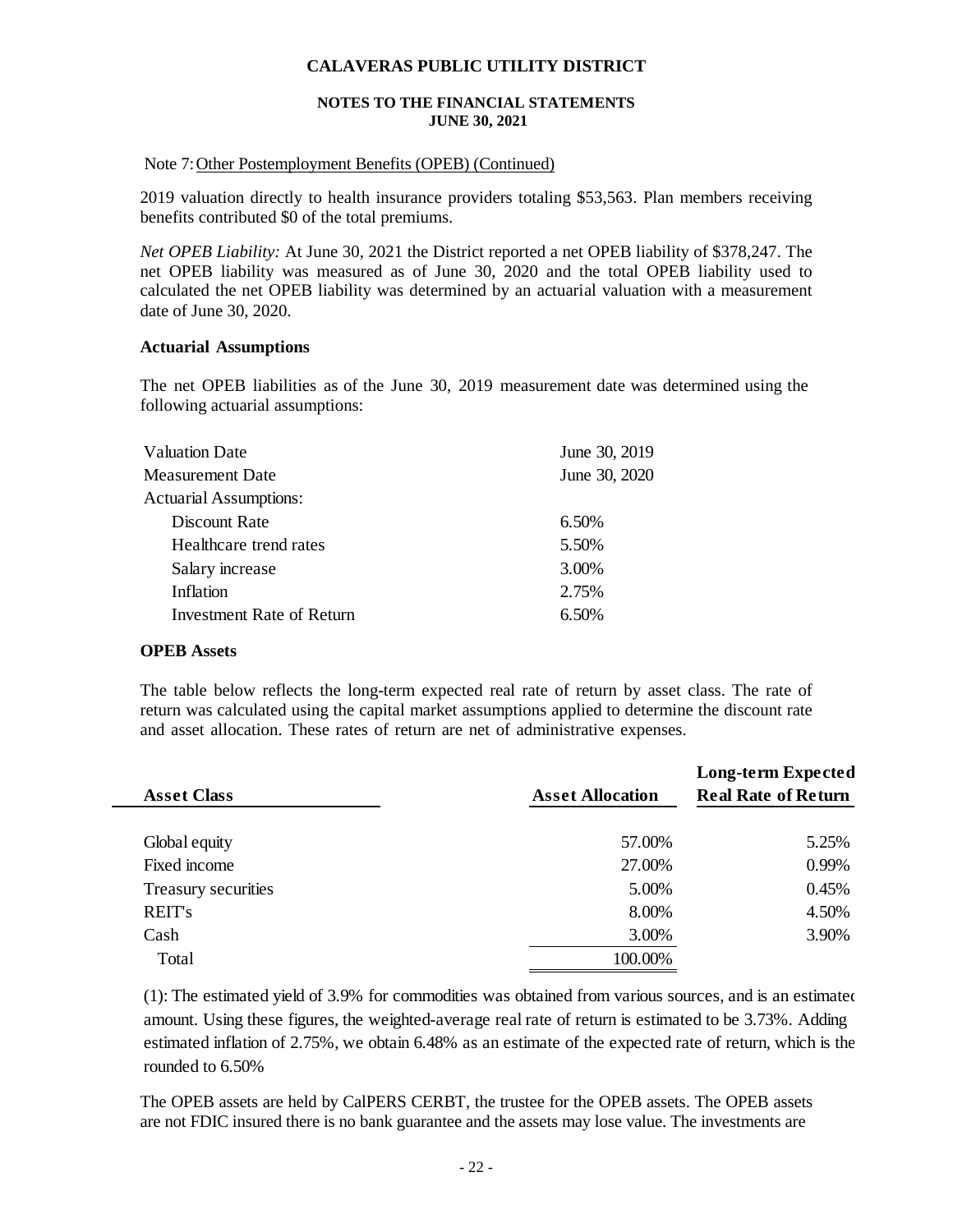Note 7: Other Postemployment Benefits (OPEB) (Continued)

2019 valuation directly to health insurance providers totaling $53,563. Plan members receiving benefits contributed $0 of the total premiums.

*Net OPEB Liability:* At June 30, 2021 the District reported a net OPEB liability of $378,247. The net OPEB liability was measured as of June 30, 2020 and the total OPEB liability used to calculated the net OPEB liability was determined by an actuarial valuation with a measurement date of June 30, 2020.

**Actuarial Assumptions**

The net OPEB liabilities as of the June 30, 2019 measurement date was determined using the following actuarial assumptions:

| | |
|---|---|
| Valuation Date | June 30, 2019 |
| Measurement Date | June 30, 2020 |
| Actuarial Assumptions: | |
| Discount Rate | 6.50% |
| Healthcare trend rates | 5.50% |
| Salary increase | 3.00% |
| Inflation | 2.75% |
| Investment Rate of Return | 6.50% |

**OPEB Assets**

The table below reflects the long-term expected real rate of return by asset class. The rate of return was calculated using the capital market assumptions applied to determine the discount rate and asset allocation. These rates of return are net of administrative expenses.

| Asset Class | Asset Allocation | Long-term Expected Real Rate of Return |
|---|---|---|
| Global equity | 57.00% | 5.25% |
| Fixed income | 27.00% | 0.99% |
| Treasury securities | 5.00% | 0.45% |
| REIT's | 8.00% | 4.50% |
| Cash | 3.00% | 3.90% |
| Total | 100.00% | |

(1): The estimated yield of 3.9% for commodities was obtained from various sources, and is an estimated amount. Using these figures, the weighted-average real rate of return is estimated to be 3.73%. Adding estimated inflation of 2.75%, we obtain 6.48% as an estimate of the expected rate of return, which is the rounded to 6.50%

The OPEB assets are held by CalPERS CERBT, the trustee for the OPEB assets. The OPEB assets are not FDIC insured there is no bank guarantee and the assets may lose value. The investments are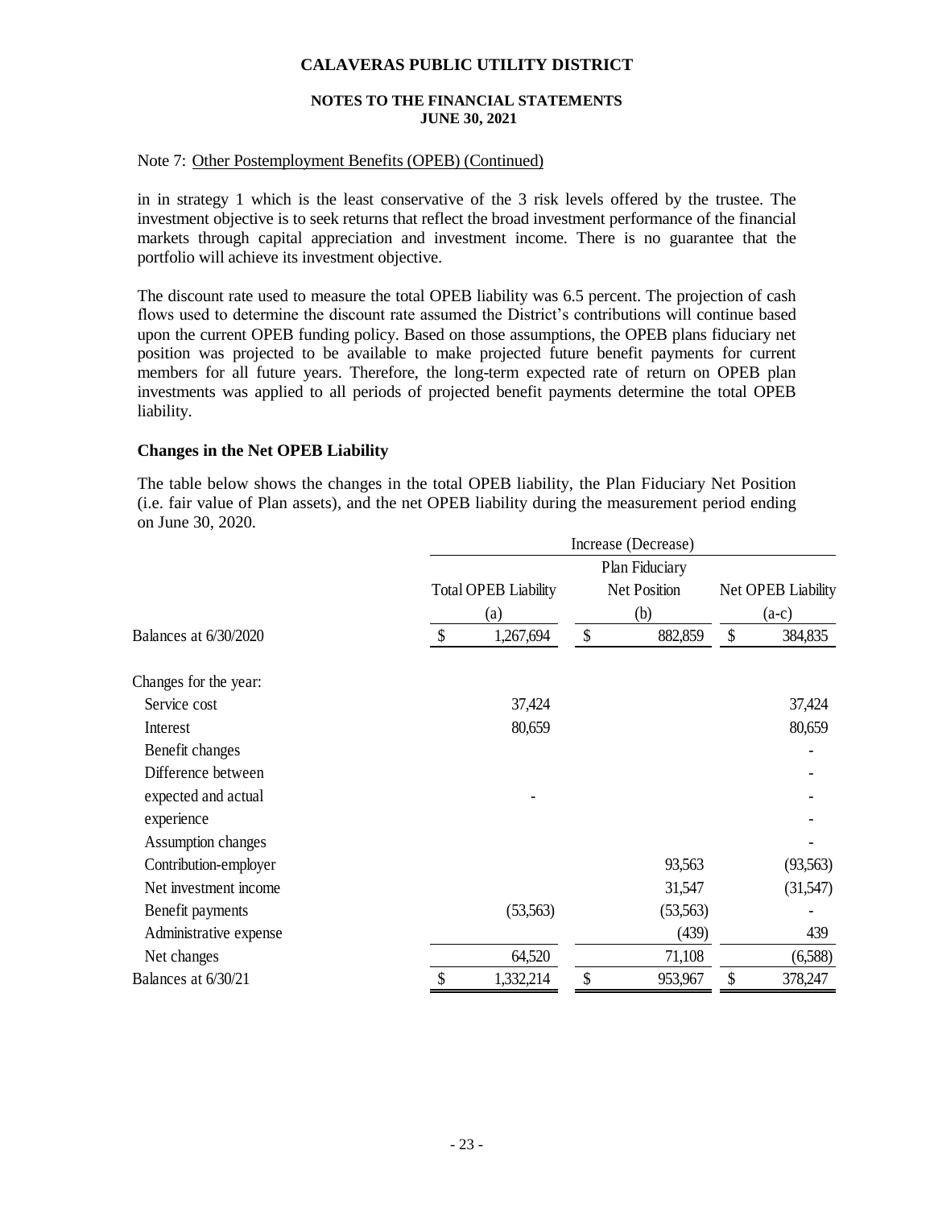**CALAVERAS PUBLIC UTILITY DISTRICT**

**NOTES TO THE FINANCIAL STATEMENTS**
**JUNE 30, 2021**

Note 7: Other Postemployment Benefits (OPEB) (Continued)

in in strategy 1 which is the least conservative of the 3 risk levels offered by the trustee. The investment objective is to seek returns that reflect the broad investment performance of the financial markets through capital appreciation and investment income. There is no guarantee that the portfolio will achieve its investment objective.

The discount rate used to measure the total OPEB liability was 6.5 percent. The projection of cash flows used to determine the discount rate assumed the District's contributions will continue based upon the current OPEB funding policy. Based on those assumptions, the OPEB plans fiduciary net position was projected to be available to make projected future benefit payments for current members for all future years. Therefore, the long-term expected rate of return on OPEB plan investments was applied to all periods of projected benefit payments determine the total OPEB liability.

**Changes in the Net OPEB Liability**

The table below shows the changes in the total OPEB liability, the Plan Fiduciary Net Position (i.e. fair value of Plan assets), and the net OPEB liability during the measurement period ending on June 30, 2020.

| | Increase (Decrease) | | |
|---|---|---|---|
| | Total OPEB Liability (a) | Plan Fiduciary Net Position (b) | Net OPEB Liability (a-c) |
| Balances at 6/30/2020 | $ 1,267,694 | $ 882,859 | $ 384,835 |
| Changes for the year: | | | |
| Service cost | 37,424 | | 37,424 |
| Interest | 80,659 | | 80,659 |
| Benefit changes | | | - |
| Difference between | | | - |
| expected and actual | - | | - |
| experience | | | - |
| Assumption changes | | | - |
| Contribution-employer | | 93,563 | (93,563) |
| Net investment income | | 31,547 | (31,547) |
| Benefit payments | (53,563) | (53,563) | - |
| Administrative expense | | (439) | 439 |
| Net changes | 64,520 | 71,108 | (6,588) |
| Balances at 6/30/21 | $ 1,332,214 | $ 953,967 | $ 378,247 |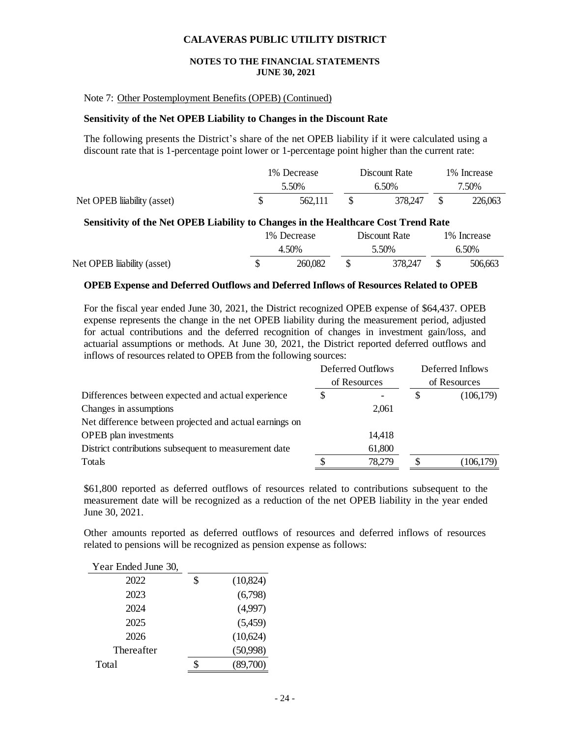## CALAVERAS PUBLIC UTILITY DISTRICT

**NOTES TO THE FINANCIAL STATEMENTS**
**JUNE 30, 2021**

Note 7: Other Postemployment Benefits (OPEB) (Continued)

**Sensitivity of the Net OPEB Liability to Changes in the Discount Rate**

The following presents the District's share of the net OPEB liability if it were calculated using a discount rate that is 1-percentage point lower or 1-percentage point higher than the current rate:

| | 1% Decrease 5.50% | Discount Rate 6.50% | 1% Increase 7.50% |
|---|---|---|---|
| Net OPEB liability (asset) | $ 562,111 | $ 378,247 | $ 226,063 |

**Sensitivity of the Net OPEB Liability to Changes in the Healthcare Cost Trend Rate**

| | 1% Decrease 4.50% | Discount Rate 5.50% | 1% Increase 6.50% |
|---|---|---|---|
| Net OPEB liability (asset) | $ 260,082 | $ 378,247 | $ 506,663 |

**OPEB Expense and Deferred Outflows and Deferred Inflows of Resources Related to OPEB**

For the fiscal year ended June 30, 2021, the District recognized OPEB expense of $64,437. OPEB expense represents the change in the net OPEB liability during the measurement period, adjusted for actual contributions and the deferred recognition of changes in investment gain/loss, and actuarial assumptions or methods. At June 30, 2021, the District reported deferred outflows and inflows of resources related to OPEB from the following sources:

| | Deferred Outflows of Resources | Deferred Inflows of Resources |
|---|---|---|
| Differences between expected and actual experience | $ - | $ (106,179) |
| Changes in assumptions | 2,061 | |
| Net difference between projected and actual earnings on OPEB plan investments | 14,418 | |
| District contributions subsequent to measurement date | 61,800 | |
| Totals | $ 78,279 | $ (106,179) |

$61,800 reported as deferred outflows of resources related to contributions subsequent to the measurement date will be recognized as a reduction of the net OPEB liability in the year ended June 30, 2021.

Other amounts reported as deferred outflows of resources and deferred inflows of resources related to pensions will be recognized as pension expense as follows:

| Year Ended June 30, | |
|---|---|
| 2022 | $ (10,824) |
| 2023 | (6,798) |
| 2024 | (4,997) |
| 2025 | (5,459) |
| 2026 | (10,624) |
| Thereafter | (50,998) |
| Total | $ (89,700) |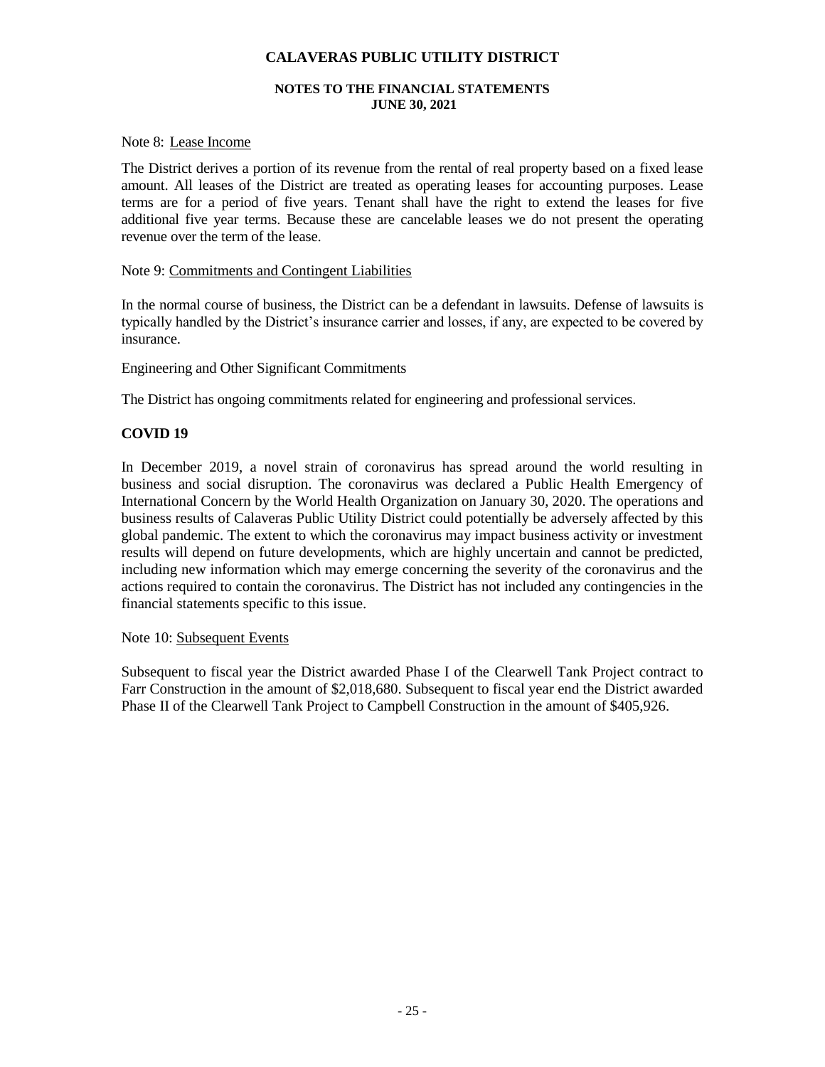# CALAVERAS PUBLIC UTILITY DISTRICT

## NOTES TO THE FINANCIAL STATEMENTS
## JUNE 30, 2021

Note 8: Lease Income

The District derives a portion of its revenue from the rental of real property based on a fixed lease amount. All leases of the District are treated as operating leases for accounting purposes. Lease terms are for a period of five years. Tenant shall have the right to extend the leases for five additional five year terms. Because these are cancelable leases we do not present the operating revenue over the term of the lease.

Note 9: Commitments and Contingent Liabilities

In the normal course of business, the District can be a defendant in lawsuits. Defense of lawsuits is typically handled by the District's insurance carrier and losses, if any, are expected to be covered by insurance.

Engineering and Other Significant Commitments

The District has ongoing commitments related for engineering and professional services.

**COVID 19**

In December 2019, a novel strain of coronavirus has spread around the world resulting in business and social disruption. The coronavirus was declared a Public Health Emergency of International Concern by the World Health Organization on January 30, 2020. The operations and business results of Calaveras Public Utility District could potentially be adversely affected by this global pandemic. The extent to which the coronavirus may impact business activity or investment results will depend on future developments, which are highly uncertain and cannot be predicted, including new information which may emerge concerning the severity of the coronavirus and the actions required to contain the coronavirus. The District has not included any contingencies in the financial statements specific to this issue.

Note 10: Subsequent Events

Subsequent to fiscal year the District awarded Phase I of the Clearwell Tank Project contract to Farr Construction in the amount of $2,018,680. Subsequent to fiscal year end the District awarded Phase II of the Clearwell Tank Project to Campbell Construction in the amount of $405,926.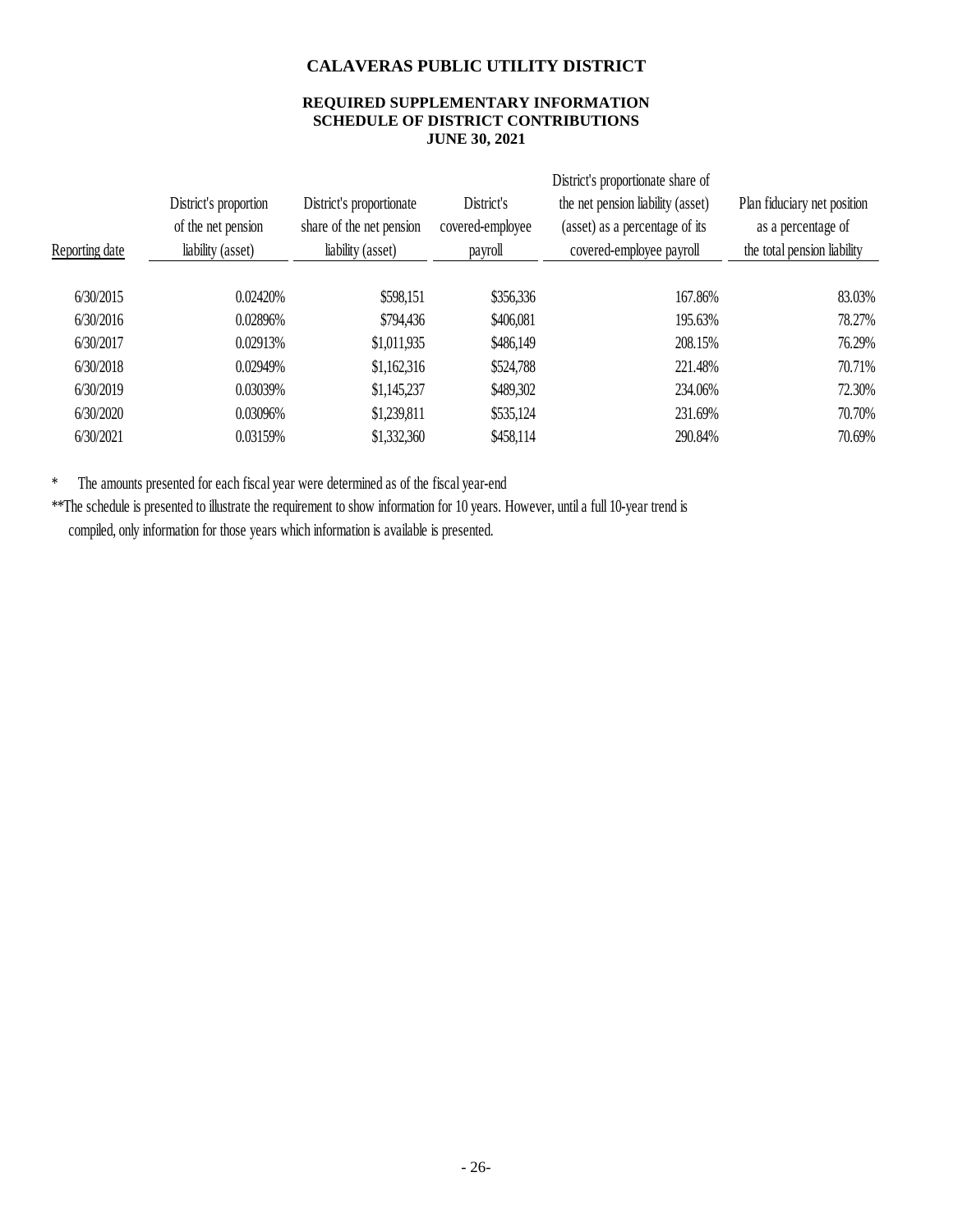# CALAVERAS PUBLIC UTILITY DISTRICT

### REQUIRED SUPPLEMENTARY INFORMATION
### SCHEDULE OF DISTRICT CONTRIBUTIONS
### JUNE 30, 2021

| Reporting date | District's proportion of the net pension liability (asset) | District's proportionate share of the net pension liability (asset) | District's covered-employee payroll | District's proportionate share of the net pension liability (asset) (asset) as a percentage of its covered-employee payroll | Plan fiduciary net position as a percentage of the total pension liability |
|---|---|---|---|---|---|
| 6/30/2015 | 0.02420% | $598,151 | $356,336 | 167.86% | 83.03% |
| 6/30/2016 | 0.02896% | $794,436 | $406,081 | 195.63% | 78.27% |
| 6/30/2017 | 0.02913% | $1,011,935 | $486,149 | 208.15% | 76.29% |
| 6/30/2018 | 0.02949% | $1,162,316 | $524,788 | 221.48% | 70.71% |
| 6/30/2019 | 0.03039% | $1,145,237 | $489,302 | 234.06% | 72.30% |
| 6/30/2020 | 0.03096% | $1,239,811 | $535,124 | 231.69% | 70.70% |
| 6/30/2021 | 0.03159% | $1,332,360 | $458,114 | 290.84% | 70.69% |

\* The amounts presented for each fiscal year were determined as of the fiscal year-end

\*\*The schedule is presented to illustrate the requirement to show information for 10 years. However, until a full 10-year trend is compiled, only information for those years which information is available is presented.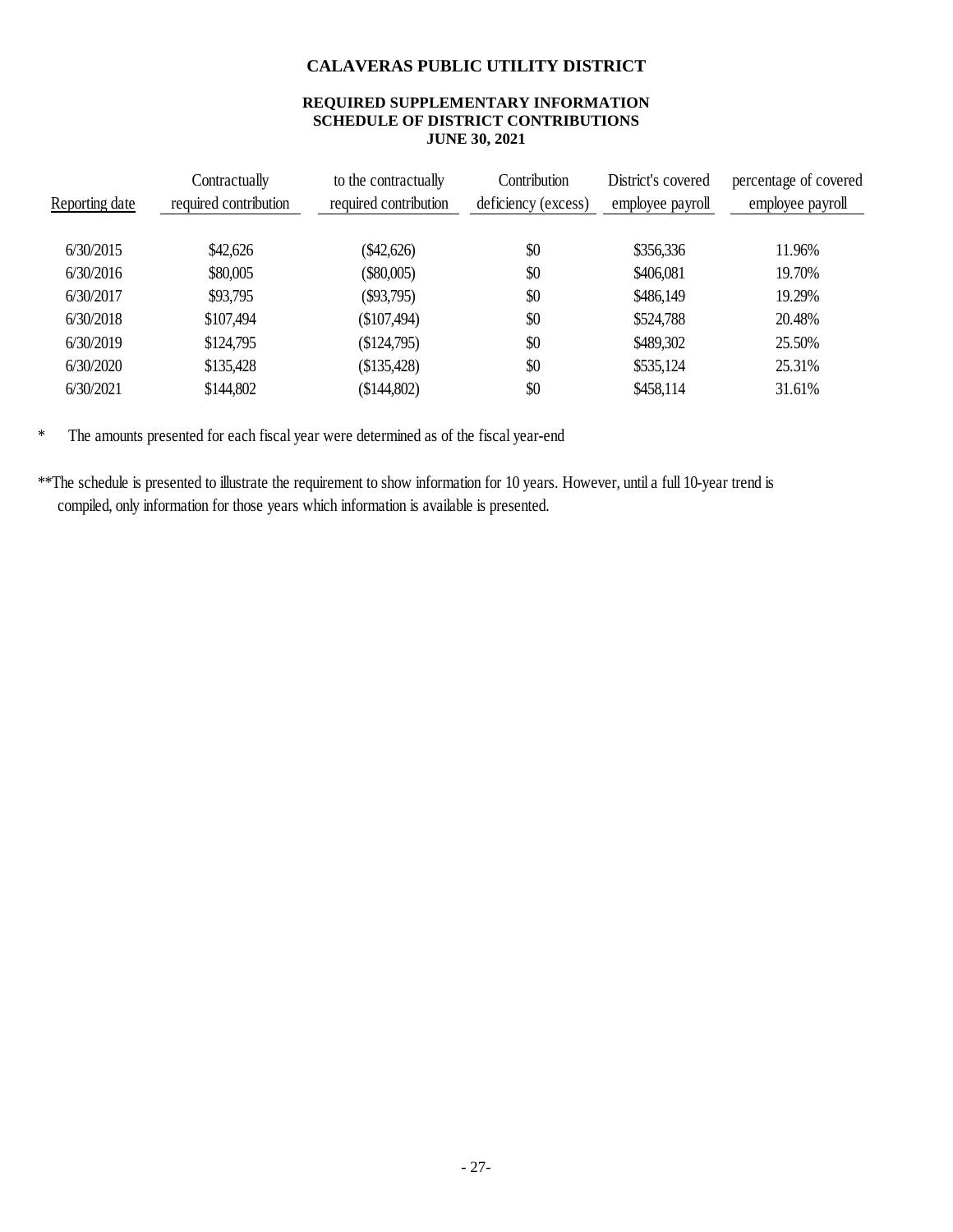# CALAVERAS PUBLIC UTILITY DISTRICT

## REQUIRED SUPPLEMENTARY INFORMATION
## SCHEDULE OF DISTRICT CONTRIBUTIONS
## JUNE 30, 2021

| Reporting date | Contractually required contribution | to the contractually required contribution | Contribution deficiency (excess) | District's covered employee payroll | percentage of covered employee payroll |
|---|---|---|---|---|---|
| 6/30/2015 | $42,626 | ($42,626) | $0 | $356,336 | 11.96% |
| 6/30/2016 | $80,005 | ($80,005) | $0 | $406,081 | 19.70% |
| 6/30/2017 | $93,795 | ($93,795) | $0 | $486,149 | 19.29% |
| 6/30/2018 | $107,494 | ($107,494) | $0 | $524,788 | 20.48% |
| 6/30/2019 | $124,795 | ($124,795) | $0 | $489,302 | 25.50% |
| 6/30/2020 | $135,428 | ($135,428) | $0 | $535,124 | 25.31% |
| 6/30/2021 | $144,802 | ($144,802) | $0 | $458,114 | 31.61% |

\* The amounts presented for each fiscal year were determined as of the fiscal year-end

\*\*The schedule is presented to illustrate the requirement to show information for 10 years. However, until a full 10-year trend is compiled, only information for those years which information is available is presented.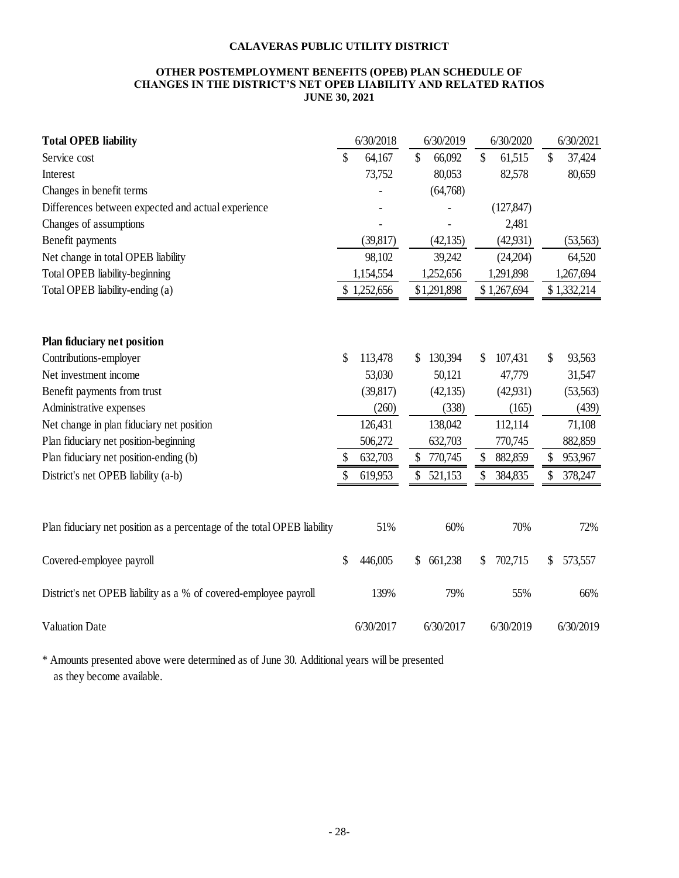**CALAVERAS PUBLIC UTILITY DISTRICT**

**OTHER POSTEMPLOYMENT BENEFITS (OPEB) PLAN SCHEDULE OF CHANGES IN THE DISTRICT'S NET OPEB LIABILITY AND RELATED RATIOS JUNE 30, 2021**

| **Total OPEB liability** | 6/30/2018 | 6/30/2019 | 6/30/2020 | 6/30/2021 |
|---|---|---|---|---|
| Service cost | $ 64,167 | $ 66,092 | $ 61,515 | $ 37,424 |
| Interest | 73,752 | 80,053 | 82,578 | 80,659 |
| Changes in benefit terms | - | (64,768) | | |
| Differences between expected and actual experience | - | - | (127,847) | |
| Changes of assumptions | - | - | 2,481 | |
| Benefit payments | (39,817) | (42,135) | (42,931) | (53,563) |
| Net change in total OPEB liability | 98,102 | 39,242 | (24,204) | 64,520 |
| Total OPEB liability-beginning | 1,154,554 | 1,252,656 | 1,291,898 | 1,267,694 |
| Total OPEB liability-ending (a) | $ 1,252,656 | $ 1,291,898 | $ 1,267,694 | $ 1,332,214 |
| | | | | |
| **Plan fiduciary net position** | | | | |
| Contributions-employer | $ 113,478 | $ 130,394 | $ 107,431 | $ 93,563 |
| Net investment income | 53,030 | 50,121 | 47,779 | 31,547 |
| Benefit payments from trust | (39,817) | (42,135) | (42,931) | (53,563) |
| Administrative expenses | (260) | (338) | (165) | (439) |
| Net change in plan fiduciary net position | 126,431 | 138,042 | 112,114 | 71,108 |
| Plan fiduciary net position-beginning | 506,272 | 632,703 | 770,745 | 882,859 |
| Plan fiduciary net position-ending (b) | $ 632,703 | $ 770,745 | $ 882,859 | $ 953,967 |
| District's net OPEB liability (a-b) | $ 619,953 | $ 521,153 | $ 384,835 | $ 378,247 |
| | | | | |
| Plan fiduciary net position as a percentage of the total OPEB liability | 51% | 60% | 70% | 72% |
| Covered-employee payroll | $ 446,005 | $ 661,238 | $ 702,715 | $ 573,557 |
| District's net OPEB liability as a % of covered-employee payroll | 139% | 79% | 55% | 66% |
| Valuation Date | 6/30/2017 | 6/30/2017 | 6/30/2019 | 6/30/2019 |

* Amounts presented above were determined as of June 30. Additional years will be presented as they become available.